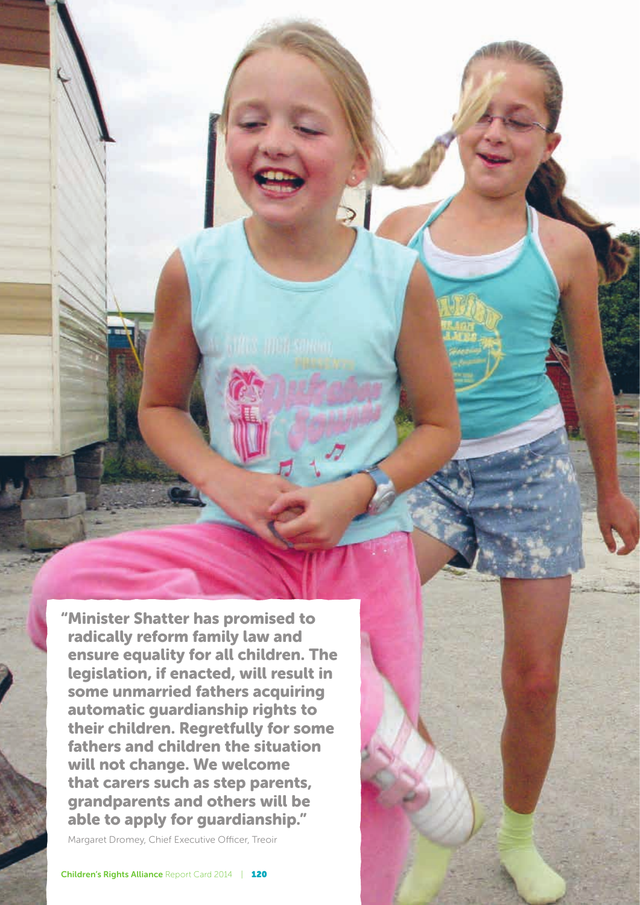**"Minister Shatter has promised to radically reform family law and ensure equality for all children. The legislation, if enacted, will result in some unmarried fathers acquiring automatic guardianship rights to their children. Regretfully for some fathers and children the situation will not change. We welcome that carers such as step parents, grandparents and others will be able to apply for guardianship."**

Margaret Dromey, Chief Executive Officer, Treoir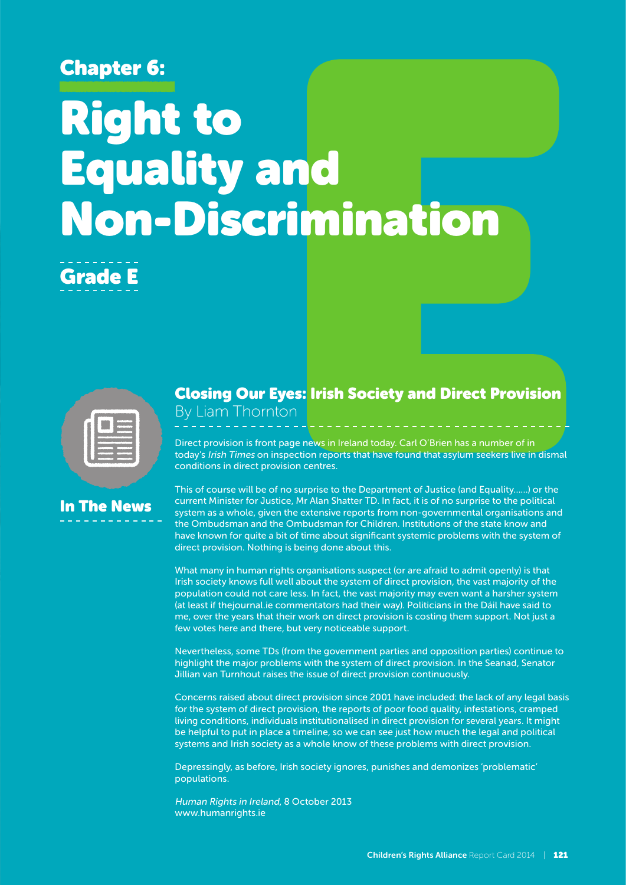## Chapter 6:

# Right to Equality and Non-Discrimination

## Grade E

### In The News

### Closing Our Eyes: Irish Society and Direct Provision

By Liam Thornton

Direct provision is front page news in Ireland today. Carl O'Brien has a number of in today's *Irish Times* on inspection reports that have found that asylum seekers live in dismal conditions in direct provision centres.

This of course will be of no surprise to the Department of Justice (and Equality……) or the current Minister for Justice, Mr Alan Shatter TD. In fact, it is of no surprise to the political system as a whole, given the extensive reports from non-governmental organisations and the Ombudsman and the Ombudsman for Children. Institutions of the state know and have known for quite a bit of time about significant systemic problems with the system of direct provision. Nothing is being done about this.

What many in human rights organisations suspect (or are afraid to admit openly) is that Irish society knows full well about the system of direct provision, the vast majority of the population could not care less. In fact, the vast majority may even want a harsher system (at least if thejournal.ie commentators had their way). Politicians in the Dáil have said to me, over the years that their work on direct provision is costing them support. Not just a few votes here and there, but very noticeable support.

Nevertheless, some TDs (from the government parties and opposition parties) continue to highlight the major problems with the system of direct provision. In the Seanad, Senator Jillian van Turnhout raises the issue of direct provision continuously.

Concerns raised about direct provision since 2001 have included: the lack of any legal basis for the system of direct provision, the reports of poor food quality, infestations, cramped living conditions, individuals institutionalised in direct provision for several years. It might be helpful to put in place a timeline, so we can see just how much the legal and political systems and Irish society as a whole know of these problems with direct provision.

Depressingly, as before, Irish society ignores, punishes and demonizes 'problematic' populations.

*Human Rights in Ireland*, 8 October 2013
www.humanrights.ie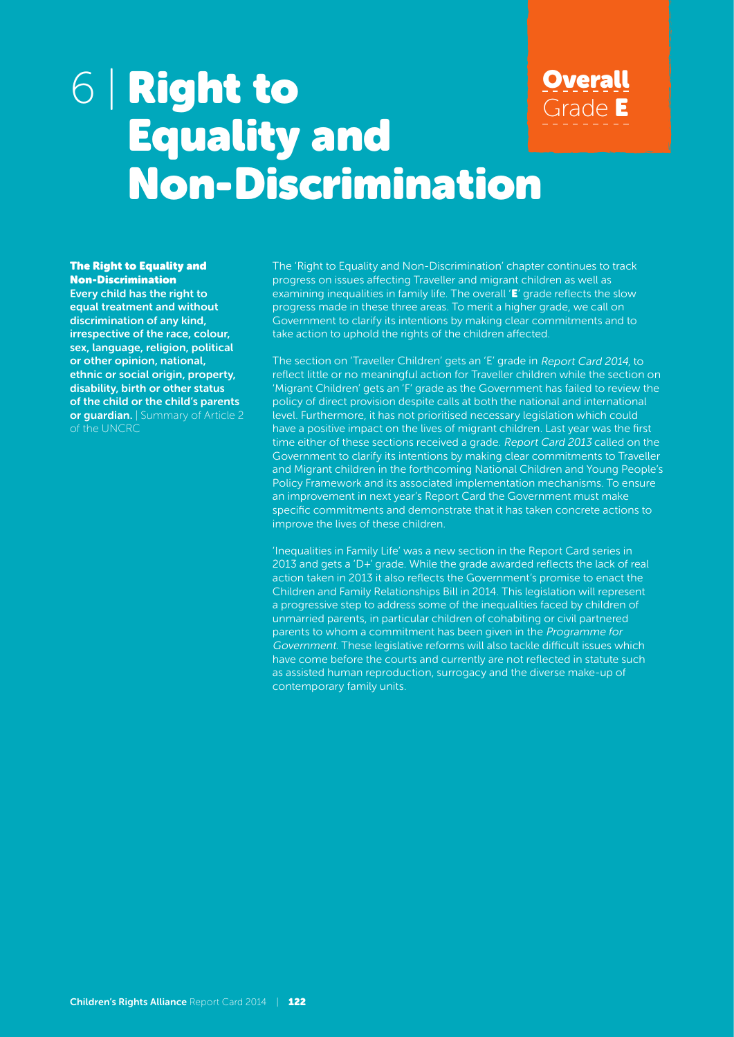# 6 | Right to Equality and Non-Discrimination

**Overall Grade E**

### The Right to Equality and Non-Discrimination

**Every child has the right to equal treatment and without discrimination of any kind, irrespective of the race, colour, sex, language, religion, political or other opinion, national, ethnic or social origin, property, disability, birth or other status of the child or the child's parents or guardian.** | Summary of Article 2 of the UNCRC

The 'Right to Equality and Non-Discrimination' chapter continues to track progress on issues affecting Traveller and migrant children as well as examining inequalities in family life. The overall '**E**' grade reflects the slow progress made in these three areas. To merit a higher grade, we call on Government to clarify its intentions by making clear commitments and to take action to uphold the rights of the children affected.

The section on 'Traveller Children' gets an 'E' grade in *Report Card 2014*, to reflect little or no meaningful action for Traveller children while the section on 'Migrant Children' gets an 'F' grade as the Government has failed to review the policy of direct provision despite calls at both the national and international level. Furthermore, it has not prioritised necessary legislation which could have a positive impact on the lives of migrant children. Last year was the first time either of these sections received a grade. *Report Card 2013* called on the Government to clarify its intentions by making clear commitments to Traveller and Migrant children in the forthcoming National Children and Young People's Policy Framework and its associated implementation mechanisms. To ensure an improvement in next year's Report Card the Government must make specific commitments and demonstrate that it has taken concrete actions to improve the lives of these children.

'Inequalities in Family Life' was a new section in the Report Card series in 2013 and gets a 'D+' grade. While the grade awarded reflects the lack of real action taken in 2013 it also reflects the Government's promise to enact the Children and Family Relationships Bill in 2014. This legislation will represent a progressive step to address some of the inequalities faced by children of unmarried parents, in particular children of cohabiting or civil partnered parents to whom a commitment has been given in the *Programme for Government*. These legislative reforms will also tackle difficult issues which have come before the courts and currently are not reflected in statute such as assisted human reproduction, surrogacy and the diverse make-up of contemporary family units.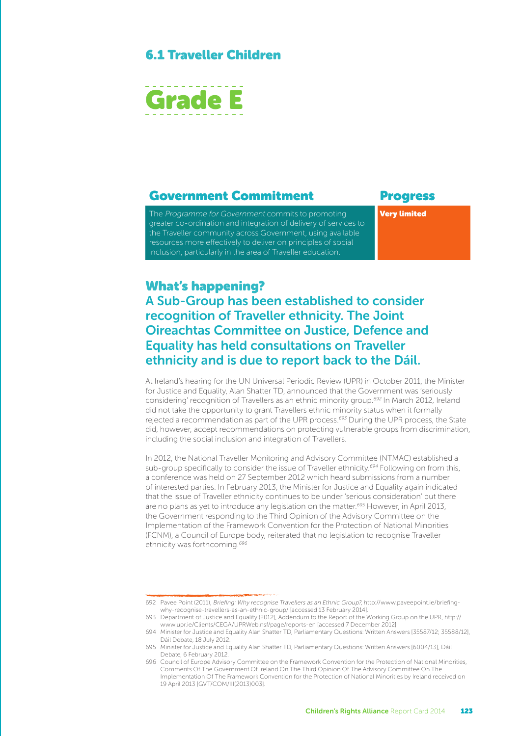## 6.1 Traveller Children

# Grade E

| Government Commitment | Progress |
| --- | --- |
| The *Programme for Government* commits to promoting greater co-ordination and integration of delivery of services to the Traveller community across Government, using available resources more effectively to deliver on principles of social inclusion, particularly in the area of Traveller education. | **Very limited** |

## What's happening?

### A Sub-Group has been established to consider recognition of Traveller ethnicity. The Joint Oireachtas Committee on Justice, Defence and Equality has held consultations on Traveller ethnicity and is due to report back to the Dáil.

At Ireland's hearing for the UN Universal Periodic Review (UPR) in October 2011, the Minister for Justice and Equality, Alan Shatter TD, announced that the Government was 'seriously considering' recognition of Travellers as an ethnic minority group.[692] In March 2012, Ireland did not take the opportunity to grant Travellers ethnic minority status when it formally rejected a recommendation as part of the UPR process.[693] During the UPR process, the State did, however, accept recommendations on protecting vulnerable groups from discrimination, including the social inclusion and integration of Travellers.

In 2012, the National Traveller Monitoring and Advisory Committee (NTMAC) established a sub-group specifically to consider the issue of Traveller ethnicity.[694] Following on from this, a conference was held on 27 September 2012 which heard submissions from a number of interested parties. In February 2013, the Minister for Justice and Equality again indicated that the issue of Traveller ethnicity continues to be under 'serious consideration' but there are no plans as yet to introduce any legislation on the matter.[695] However, in April 2013, the Government responding to the Third Opinion of the Advisory Committee on the Implementation of the Framework Convention for the Protection of National Minorities (FCNM), a Council of Europe body, reiterated that no legislation to recognise Traveller ethnicity was forthcoming.[696]

---

692 Pavee Point (2011), *Briefing: Why recognise Travellers as an Ethnic Group?*, http://www.paveepoint.ie/briefing-why-recognise-travellers-as-an-ethnic-group/ [accessed 13 February 2014].

693 Department of Justice and Equality (2012), Addendum to the Report of the Working Group on the UPR, http://www.upr.ie/Clients/CEGA/UPRWeb.nsf/page/reports-en [accessed 7 December 2012].

694 Minister for Justice and Equality Alan Shatter TD, Parliamentary Questions: Written Answers [35587/12; 35588/12], Dáil Debate, 18 July 2012.

695 Minister for Justice and Equality Alan Shatter TD, Parliamentary Questions: Written Answers [6004/13], Dáil Debate, 6 February 2012.

696 Council of Europe Advisory Committee on the Framework Convention for the Protection of National Minorities, Comments Of The Government Of Ireland On The Third Opinion Of The Advisory Committee On The Implementation Of The Framework Convention for the Protection of National Minorities by Ireland received on 19 April 2013 [GVT/COM/III(2013)003].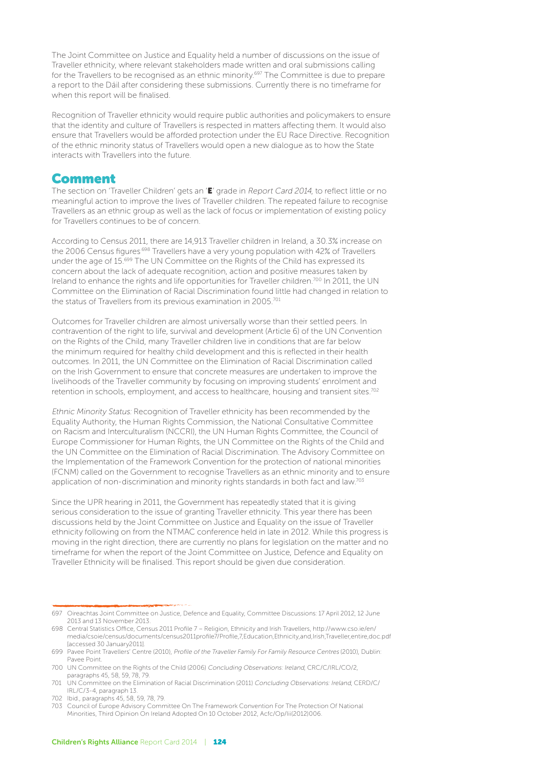The Joint Committee on Justice and Equality held a number of discussions on the issue of Traveller ethnicity, where relevant stakeholders made written and oral submissions calling for the Travellers to be recognised as an ethnic minority.[697] The Committee is due to prepare a report to the Dáil after considering these submissions. Currently there is no timeframe for when this report will be finalised.

Recognition of Traveller ethnicity would require public authorities and policymakers to ensure that the identity and culture of Travellers is respected in matters affecting them. It would also ensure that Travellers would be afforded protection under the EU Race Directive. Recognition of the ethnic minority status of Travellers would open a new dialogue as to how the State interacts with Travellers into the future.

## Comment

The section on 'Traveller Children' gets an '**E**' grade in *Report Card 2014*, to reflect little or no meaningful action to improve the lives of Traveller children. The repeated failure to recognise Travellers as an ethnic group as well as the lack of focus or implementation of existing policy for Travellers continues to be of concern.

According to Census 2011, there are 14,913 Traveller children in Ireland, a 30.3% increase on the 2006 Census figures.[698] Travellers have a very young population with 42% of Travellers under the age of 15.[699] The UN Committee on the Rights of the Child has expressed its concern about the lack of adequate recognition, action and positive measures taken by Ireland to enhance the rights and life opportunities for Traveller children.[700] In 2011, the UN Committee on the Elimination of Racial Discrimination found little had changed in relation to the status of Travellers from its previous examination in 2005.[701]

Outcomes for Traveller children are almost universally worse than their settled peers. In contravention of the right to life, survival and development (Article 6) of the UN Convention on the Rights of the Child, many Traveller children live in conditions that are far below the minimum required for healthy child development and this is reflected in their health outcomes. In 2011, the UN Committee on the Elimination of Racial Discrimination called on the Irish Government to ensure that concrete measures are undertaken to improve the livelihoods of the Traveller community by focusing on improving students' enrolment and retention in schools, employment, and access to healthcare, housing and transient sites.[702]

*Ethnic Minority Status:* Recognition of Traveller ethnicity has been recommended by the Equality Authority, the Human Rights Commission, the National Consultative Committee on Racism and Interculturalism (NCCRI), the UN Human Rights Committee, the Council of Europe Commissioner for Human Rights, the UN Committee on the Rights of the Child and the UN Committee on the Elimination of Racial Discrimination. The Advisory Committee on the Implementation of the Framework Convention for the protection of national minorities (FCNM) called on the Government to recognise Travellers as an ethnic minority and to ensure application of non-discrimination and minority rights standards in both fact and law.[703]

Since the UPR hearing in 2011, the Government has repeatedly stated that it is giving serious consideration to the issue of granting Traveller ethnicity. This year there has been discussions held by the Joint Committee on Justice and Equality on the issue of Traveller ethnicity following on from the NTMAC conference held in late in 2012. While this progress is moving in the right direction, there are currently no plans for legislation on the matter and no timeframe for when the report of the Joint Committee on Justice, Defence and Equality on Traveller Ethnicity will be finalised. This report should be given due consideration.

---

697 Oireachtas Joint Committee on Justice, Defence and Equality, Committee Discussions: 17 April 2012, 12 June 2013 and 13 November 2013.

698 Central Statistics Office, Census 2011 Profile 7 – Religion, Ethnicity and Irish Travellers, http://www.cso.ie/en/media/csoie/census/documents/census2011profile7/Profile,7,Education,Ethnicity,and,Irish,Traveller,entire,doc.pdf [accessed 30 January2011].

699 Pavee Point Travellers' Centre (2010), *Profile of the Traveller Family For Family Resource Centres* (2010), Dublin: Pavee Point.

700 UN Committee on the Rights of the Child (2006) *Concluding Observations: Ireland*, CRC/C/IRL/CO/2, paragraphs 45, 58, 59, 78, 79.

701 UN Committee on the Elimination of Racial Discrimination (2011) *Concluding Observations: Ireland*, CERD/C/IRL/C/3-4, paragraph 13.

702 Ibid., paragraphs 45, 58, 59, 78, 79.

703 Council of Europe Advisory Committee On The Framework Convention For The Protection Of National Minorities, Third Opinion On Ireland Adopted On 10 October 2012, Acfc/Op/Iii(2012)006.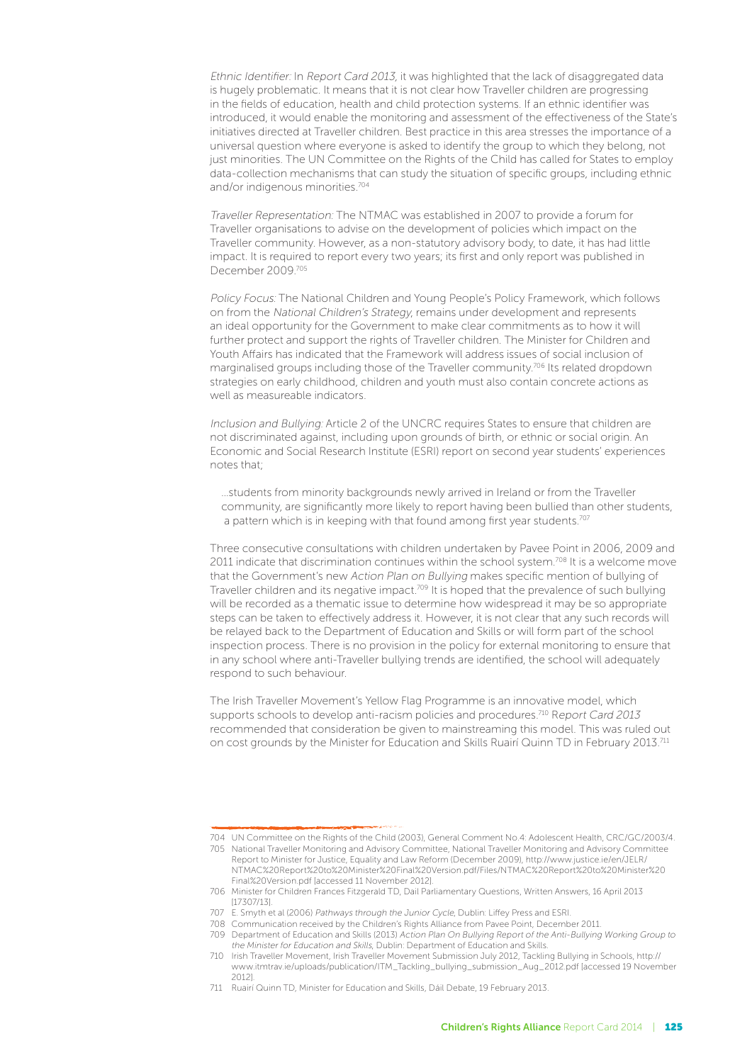*Ethnic Identifier:* In *Report Card 2013*, it was highlighted that the lack of disaggregated data is hugely problematic. It means that it is not clear how Traveller children are progressing in the fields of education, health and child protection systems. If an ethnic identifier was introduced, it would enable the monitoring and assessment of the effectiveness of the State's initiatives directed at Traveller children. Best practice in this area stresses the importance of a universal question where everyone is asked to identify the group to which they belong, not just minorities. The UN Committee on the Rights of the Child has called for States to employ data-collection mechanisms that can study the situation of specific groups, including ethnic and/or indigenous minorities.[704]

*Traveller Representation:* The NTMAC was established in 2007 to provide a forum for Traveller organisations to advise on the development of policies which impact on the Traveller community. However, as a non-statutory advisory body, to date, it has had little impact. It is required to report every two years; its first and only report was published in December 2009.[705]

*Policy Focus:* The National Children and Young People's Policy Framework, which follows on from the *National Children's Strategy*, remains under development and represents an ideal opportunity for the Government to make clear commitments as to how it will further protect and support the rights of Traveller children. The Minister for Children and Youth Affairs has indicated that the Framework will address issues of social inclusion of marginalised groups including those of the Traveller community.[706] Its related dropdown strategies on early childhood, children and youth must also contain concrete actions as well as measureable indicators.

*Inclusion and Bullying:* Article 2 of the UNCRC requires States to ensure that children are not discriminated against, including upon grounds of birth, or ethnic or social origin. An Economic and Social Research Institute (ESRI) report on second year students' experiences notes that;

> …students from minority backgrounds newly arrived in Ireland or from the Traveller community, are significantly more likely to report having been bullied than other students, a pattern which is in keeping with that found among first year students.[707]

Three consecutive consultations with children undertaken by Pavee Point in 2006, 2009 and 2011 indicate that discrimination continues within the school system.[708] It is a welcome move that the Government's new *Action Plan on Bullying* makes specific mention of bullying of Traveller children and its negative impact.[709] It is hoped that the prevalence of such bullying will be recorded as a thematic issue to determine how widespread it may be so appropriate steps can be taken to effectively address it. However, it is not clear that any such records will be relayed back to the Department of Education and Skills or will form part of the school inspection process. There is no provision in the policy for external monitoring to ensure that in any school where anti-Traveller bullying trends are identified, the school will adequately respond to such behaviour.

The Irish Traveller Movement's Yellow Flag Programme is an innovative model, which supports schools to develop anti-racism policies and procedures.[710] R*eport Card 2013* recommended that consideration be given to mainstreaming this model. This was ruled out on cost grounds by the Minister for Education and Skills Ruairi Quinn TD in February 2013.[711]

---

704 UN Committee on the Rights of the Child (2003), General Comment No.4: Adolescent Health, CRC/GC/2003/4.

705 National Traveller Monitoring and Advisory Committee, National Traveller Monitoring and Advisory Committee Report to Minister for Justice, Equality and Law Reform (December 2009), http://www.justice.ie/en/JELR/NTMAC%20Report%20to%20Minister%20Final%20Version.pdf/Files/NTMAC%20Report%20to%20Minister%20Final%20Version.pdf [accessed 11 November 2012].

706 Minister for Children Frances Fitzgerald TD, Dail Parliamentary Questions, Written Answers, 16 April 2013 [17307/13].

707 E. Smyth et al (2006) *Pathways through the Junior Cycle*, Dublin: Liffey Press and ESRI.

708 Communication received by the Children's Rights Alliance from Pavee Point, December 2011.

709 Department of Education and Skills (2013) *Action Plan On Bullying Report of the Anti-Bullying Working Group to the Minister for Education and Skills*, Dublin: Department of Education and Skills.

710 Irish Traveller Movement, Irish Traveller Movement Submission July 2012, Tackling Bullying in Schools, http://www.itmtrav.ie/uploads/publication/ITM_Tackling_bullying_submission_Aug_2012.pdf [accessed 19 November 2012].

711 Ruairí Quinn TD, Minister for Education and Skills, Dáil Debate, 19 February 2013.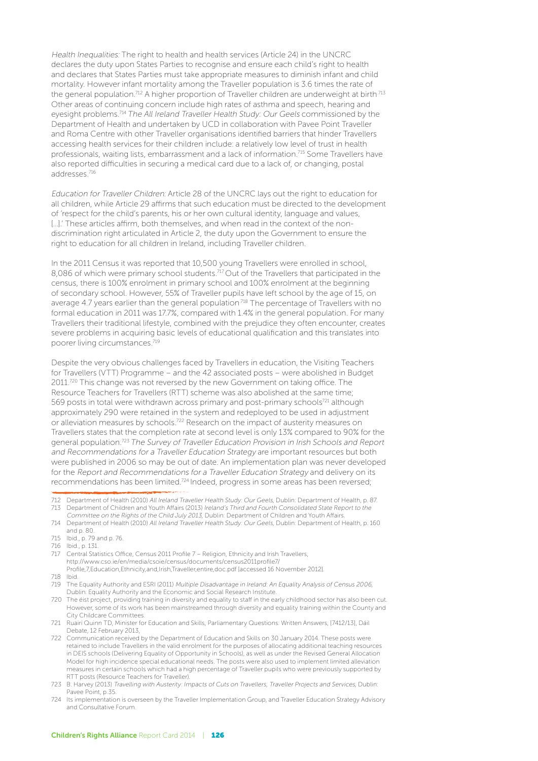*Health Inequalities:* The right to health and health services (Article 24) in the UNCRC declares the duty upon States Parties to recognise and ensure each child's right to health and declares that States Parties must take appropriate measures to diminish infant and child mortality. However infant mortality among the Traveller population is 3.6 times the rate of the general population.[712] A higher proportion of Traveller children are underweight at birth.[713] Other areas of continuing concern include high rates of asthma and speech, hearing and eyesight problems.[714] *The All Ireland Traveller Health Study: Our Geels* commissioned by the Department of Health and undertaken by UCD in collaboration with Pavee Point Traveller and Roma Centre with other Traveller organisations identified barriers that hinder Travellers accessing health services for their children include: a relatively low level of trust in health professionals, waiting lists, embarrassment and a lack of information.[715] Some Travellers have also reported difficulties in securing a medical card due to a lack of, or changing, postal addresses.[716]

*Education for Traveller Children:* Article 28 of the UNCRC lays out the right to education for all children, while Article 29 affirms that such education must be directed to the development of 'respect for the child's parents, his or her own cultural identity, language and values, [...].' These articles affirm, both themselves, and when read in the context of the non-discrimination right articulated in Article 2, the duty upon the Government to ensure the right to education for all children in Ireland, including Traveller children.

In the 2011 Census it was reported that 10,500 young Travellers were enrolled in school, 8,086 of which were primary school students.[717] Out of the Travellers that participated in the census, there is 100% enrolment in primary school and 100% enrolment at the beginning of secondary school. However, 55% of Traveller pupils have left school by the age of 15, on average 4.7 years earlier than the general population.[718] The percentage of Travellers with no formal education in 2011 was 17.7%, compared with 1.4% in the general population. For many Travellers their traditional lifestyle, combined with the prejudice they often encounter, creates severe problems in acquiring basic levels of educational qualification and this translates into poorer living circumstances.[719]

Despite the very obvious challenges faced by Travellers in education, the Visiting Teachers for Travellers (VTT) Programme – and the 42 associated posts – were abolished in Budget 2011.[720] This change was not reversed by the new Government on taking office. The Resource Teachers for Travellers (RTT) scheme was also abolished at the same time; 569 posts in total were withdrawn across primary and post-primary schools[721] although approximately 290 were retained in the system and redeployed to be used in adjustment or alleviation measures by schools.[722] Research on the impact of austerity measures on Travellers states that the completion rate at second level is only 13% compared to 90% for the general population.[723] *The Survey of Traveller Education Provision in Irish Schools and Report and Recommendations for a Traveller Education Strategy* are important resources but both were published in 2006 so may be out of date. An implementation plan was never developed for the *Report and Recommendations for a Traveller Education Strategy* and delivery on its recommendations has been limited.[724] Indeed, progress in some areas has been reversed;

---

712 Department of Health (2010) *All Ireland Traveller Health Study: Our Geels,* Dublin: Department of Health, p. 87.

713 Department of Children and Youth Affairs (2013) *Ireland's Third and Fourth Consolidated State Report to the Committee on the Rights of the Child July 2013,* Dublin: Department of Children and Youth Affairs.

714 Department of Health (2010) *All Ireland Traveller Health Study: Our Geels,* Dublin: Department of Health, p. 160 and p. 80.

715 Ibid., p. 79 and p. 76.

716 Ibid., p. 131.

717 Central Statistics Office, Census 2011 Profile 7 – Religion, Ethnicity and Irish Travellers, http://www.cso.ie/en/media/csoie/census/documents/census2011profile7/Profile,7,Education,Ethnicity,and,Irish,Traveller,entire,doc.pdf [accessed 16 November 2012].

718 Ibid.

719 The Equality Authority and ESRI (2011) *Multiple Disadvantage in Ireland: An Equality Analysis of Census 2006,* Dublin: Equality Authority and the Economic and Social Research Institute.

720 The éist project, providing training in diversity and equality to staff in the early childhood sector has also been cut. However, some of its work has been mainstreamed through diversity and equality training within the County and City Childcare Committees.

721 Ruairí Quinn TD, Minister for Education and Skills, Parliamentary Questions: Written Answers, [7412/13], Dáil Debate, 12 February 2013,

722 Communication received by the Department of Education and Skills on 30 January 2014. These posts were retained to include Travellers in the valid enrolment for the purposes of allocating additional teaching resources in DEIS schools (Delivering Equality of Opportunity in Schools), as well as under the Revised General Allocation Model for high incidence special educational needs. The posts were also used to implement limited alleviation measures in certain schools which had a high percentage of Traveller pupils who were previously supported by RTT posts (Resource Teachers for Traveller).

723 B. Harvey (2013) *Travelling with Austerity: Impacts of Cuts on Travellers, Traveller Projects and Services,* Dublin: Pavee Point, p.35.

724 Its implementation is overseen by the Traveller Implementation Group, and Traveller Education Strategy Advisory and Consultative Forum.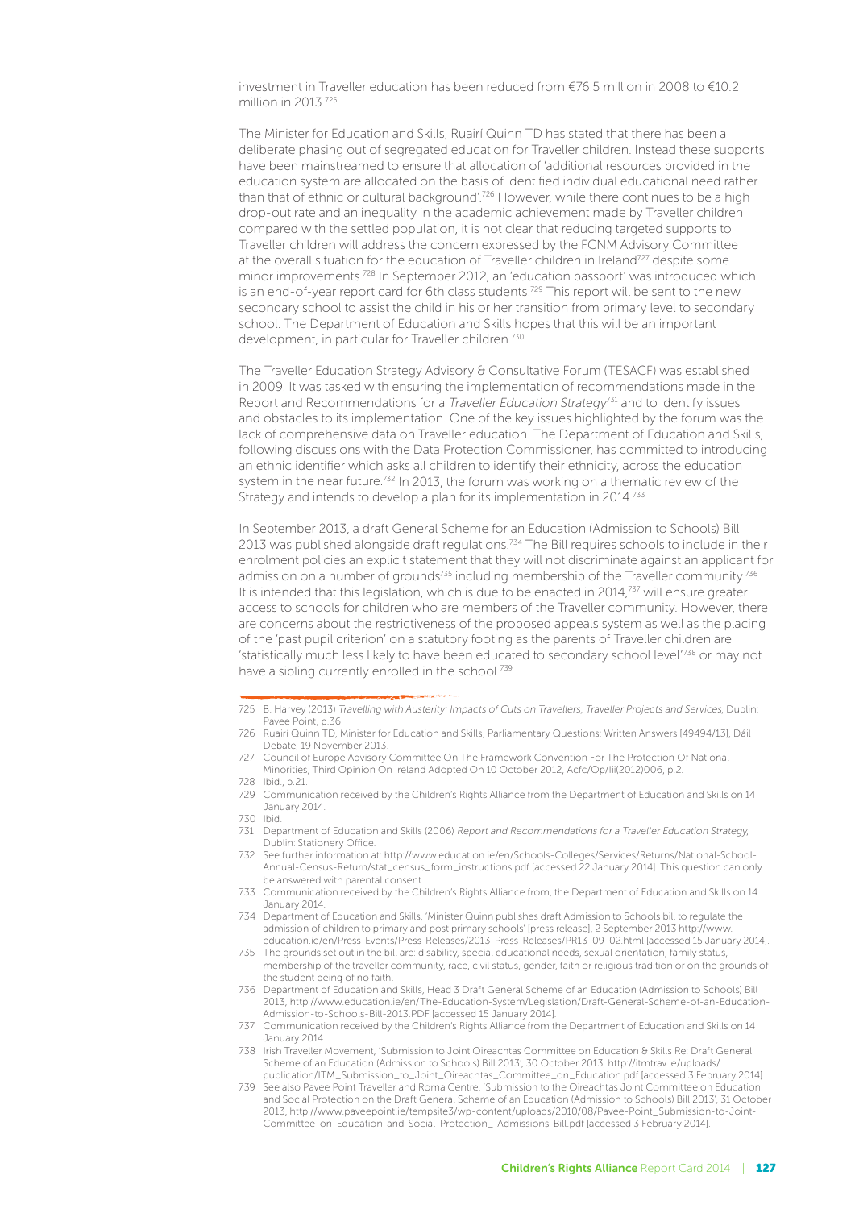investment in Traveller education has been reduced from €76.5 million in 2008 to €10.2 million in 2013.[725]

The Minister for Education and Skills, Ruairí Quinn TD has stated that there has been a deliberate phasing out of segregated education for Traveller children. Instead these supports have been mainstreamed to ensure that allocation of 'additional resources provided in the education system are allocated on the basis of identified individual educational need rather than that of ethnic or cultural background'.[726] However, while there continues to be a high drop-out rate and an inequality in the academic achievement made by Traveller children compared with the settled population, it is not clear that reducing targeted supports to Traveller children will address the concern expressed by the FCNM Advisory Committee at the overall situation for the education of Traveller children in Ireland[727] despite some minor improvements.[728] In September 2012, an 'education passport' was introduced which is an end-of-year report card for 6th class students.[729] This report will be sent to the new secondary school to assist the child in his or her transition from primary level to secondary school. The Department of Education and Skills hopes that this will be an important development, in particular for Traveller children.[730]

The Traveller Education Strategy Advisory & Consultative Forum (TESACF) was established in 2009. It was tasked with ensuring the implementation of recommendations made in the Report and Recommendations for a *Traveller Education Strategy*[731] and to identify issues and obstacles to its implementation. One of the key issues highlighted by the forum was the lack of comprehensive data on Traveller education. The Department of Education and Skills, following discussions with the Data Protection Commissioner, has committed to introducing an ethnic identifier which asks all children to identify their ethnicity, across the education system in the near future.[732] In 2013, the forum was working on a thematic review of the Strategy and intends to develop a plan for its implementation in 2014.[733]

In September 2013, a draft General Scheme for an Education (Admission to Schools) Bill 2013 was published alongside draft regulations.[734] The Bill requires schools to include in their enrolment policies an explicit statement that they will not discriminate against an applicant for admission on a number of grounds[735] including membership of the Traveller community.[736] It is intended that this legislation, which is due to be enacted in 2014,[737] will ensure greater access to schools for children who are members of the Traveller community. However, there are concerns about the restrictiveness of the proposed appeals system as well as the placing of the 'past pupil criterion' on a statutory footing as the parents of Traveller children are 'statistically much less likely to have been educated to secondary school level'[738] or may not have a sibling currently enrolled in the school.[739]

---

725 B. Harvey (2013) *Travelling with Austerity: Impacts of Cuts on Travellers, Traveller Projects and Services*, Dublin: Pavee Point, p.36.

726 Ruairí Quinn TD, Minister for Education and Skills, Parliamentary Questions: Written Answers [49494/13], Dáil Debate, 19 November 2013.

727 Council of Europe Advisory Committee On The Framework Convention For The Protection Of National Minorities, Third Opinion On Ireland Adopted On 10 October 2012, Acfc/Op/Iii(2012)006, p.2.

728 Ibid., p.21.

729 Communication received by the Children's Rights Alliance from the Department of Education and Skills on 14 January 2014.

730 Ibid.

731 Department of Education and Skills (2006) *Report and Recommendations for a Traveller Education Strategy*, Dublin: Stationery Office.

732 See further information at: http://www.education.ie/en/Schools-Colleges/Services/Returns/National-School-Annual-Census-Return/stat_census_form_instructions.pdf [accessed 22 January 2014]. This question can only be answered with parental consent.

733 Communication received by the Children's Rights Alliance from, the Department of Education and Skills on 14 January 2014.

734 Department of Education and Skills, 'Minister Quinn publishes draft Admission to Schools bill to regulate the admission of children to primary and post primary schools' [press release], 2 September 2013 http://www.education.ie/en/Press-Events/Press-Releases/2013-Press-Releases/PR13-09-02.html [accessed 15 January 2014].

735 The grounds set out in the bill are: disability, special educational needs, sexual orientation, family status, membership of the traveller community, race, civil status, gender, faith or religious tradition or on the grounds of the student being of no faith.

736 Department of Education and Skills, Head 3 Draft General Scheme of an Education (Admission to Schools) Bill 2013, http://www.education.ie/en/The-Education-System/Legislation/Draft-General-Scheme-of-an-Education-Admission-to-Schools-Bill-2013.PDF [accessed 15 January 2014].

737 Communication received by the Children's Rights Alliance from the Department of Education and Skills on 14 January 2014.

738 Irish Traveller Movement, 'Submission to Joint Oireachtas Committee on Education & Skills Re: Draft General Scheme of an Education (Admission to Schools) Bill 2013', 30 October 2013, http://itmtrav.ie/uploads/publication/ITM_Submission_to_Joint_Oireachtas_Committee_on_Education.pdf [accessed 3 February 2014].

739 See also Pavee Point Traveller and Roma Centre, 'Submission to the Oireachtas Joint Committee on Education and Social Protection on the Draft General Scheme of an Education (Admission to Schools) Bill 2013', 31 October 2013, http://www.paveepoint.ie/tempsite3/wp-content/uploads/2010/08/Pavee-Point_Submission-to-Joint-Committee-on-Education-and-Social-Protection_-Admissions-Bill.pdf [accessed 3 February 2014].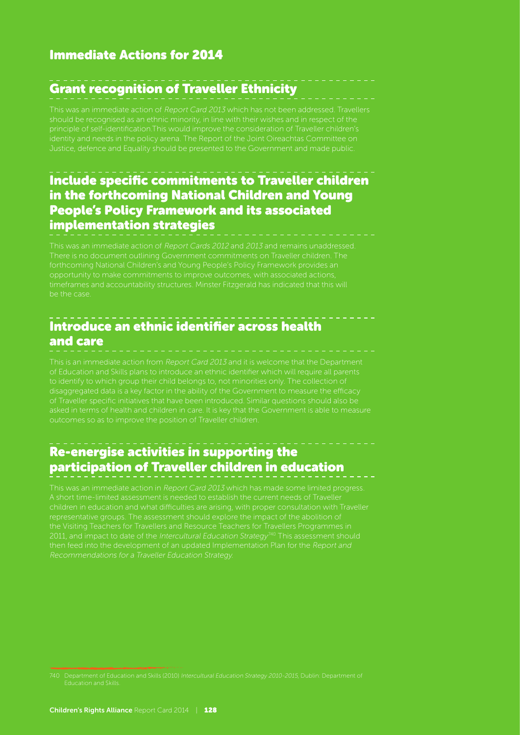## Immediate Actions for 2014

### Grant recognition of Traveller Ethnicity

This was an immediate action of *Report Card 2013* which has not been addressed. Travellers should be recognised as an ethnic minority, in line with their wishes and in respect of the principle of self-identification.This would improve the consideration of Traveller children's identity and needs in the policy arena. The Report of the Joint Oireachtas Committee on Justice, defence and Equality should be presented to the Government and made public.

### Include specific commitments to Traveller children in the forthcoming National Children and Young People's Policy Framework and its associated implementation strategies

This was an immediate action of *Report Cards 2012* and *2013* and remains unaddressed. There is no document outlining Government commitments on Traveller children. The forthcoming National Children's and Young People's Policy Framework provides an opportunity to make commitments to improve outcomes, with associated actions, timeframes and accountability structures. Minster Fitzgerald has indicated that this will be the case.

### Introduce an ethnic identifier across health and care

This is an immediate action from *Report Card 2013* and it is welcome that the Department of Education and Skills plans to introduce an ethnic identifier which will require all parents to identify to which group their child belongs to, not minorities only. The collection of disaggregated data is a key factor in the ability of the Government to measure the efficacy of Traveller specific initiatives that have been introduced. Similar questions should also be asked in terms of health and children in care. It is key that the Government is able to measure outcomes so as to improve the position of Traveller children.

### Re-energise activities in supporting the participation of Traveller children in education

This was an immediate action in *Report Card 2013* which has made some limited progress. A short time-limited assessment is needed to establish the current needs of Traveller children in education and what difficulties are arising, with proper consultation with Traveller representative groups. The assessment should explore the impact of the abolition of the Visiting Teachers for Travellers and Resource Teachers for Travellers Programmes in 2011, and impact to date of the *Intercultural Education Strategy*[740] This assessment should then feed into the development of an updated Implementation Plan for the *Report and Recommendations for a Traveller Education Strategy.*

740 Department of Education and Skills (2010) *Intercultural Education Strategy 2010-2015*, Dublin: Department of Education and Skills.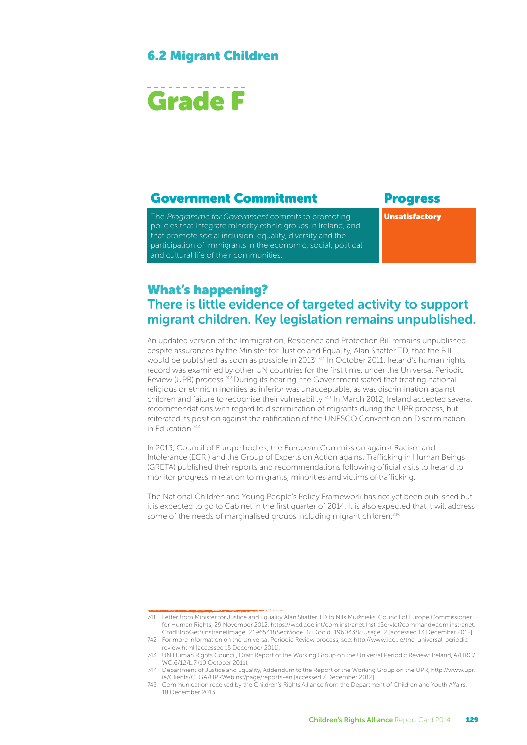## 6.2 Migrant Children

# Grade F

| Government Commitment | Progress |
| --- | --- |
| The *Programme for Government* commits to promoting policies that integrate minority ethnic groups in Ireland, and that promote social inclusion, equality, diversity and the participation of immigrants in the economic, social, political and cultural life of their communities. | **Unsatisfactory** |

## What's happening?

### There is little evidence of targeted activity to support migrant children. Key legislation remains unpublished.

An updated version of the Immigration, Residence and Protection Bill remains unpublished despite assurances by the Minister for Justice and Equality, Alan Shatter TD, that the Bill would be published 'as soon as possible in 2013'.[741] In October 2011, Ireland's human rights record was examined by other UN countries for the first time, under the Universal Periodic Review (UPR) process.[742] During its hearing, the Government stated that treating national, religious or ethnic minorities as inferior was unacceptable, as was discrimination against children and failure to recognise their vulnerability.[743] In March 2012, Ireland accepted several recommendations with regard to discrimination of migrants during the UPR process, but reiterated its position against the ratification of the UNESCO Convention on Discrimination in Education.[744]

In 2013, Council of Europe bodies, the European Commission against Racism and Intolerance (ECRI) and the Group of Experts on Action against Trafficking in Human Beings (GRETA) published their reports and recommendations following official visits to Ireland to monitor progress in relation to migrants, minorities and victims of trafficking.

The National Children and Young People's Policy Framework has not yet been published but it is expected to go to Cabinet in the first quarter of 2014. It is also expected that it will address some of the needs of marginalised groups including migrant children.[745]

---

741 Letter from Minister for Justice and Equality Alan Shatter TD to Nils Muižnieks, Council of Europe Commissioner for Human Rights, 29 November 2012, https://wcd.coe.int/com.instranet.InstraServlet?command=com.instranet.CmdBlobGet&InstranetImage=2196541&SecMode=1&DocId=1960438&Usage=2 [accessed 13 December 2012].

742 For more information on the Universal Periodic Review process, see: http://www.iccl.ie/the-universal-periodic-review.html [accessed 15 December 2011].

743 UN Human Rights Council, Draft Report of the Working Group on the Universal Periodic Review: Ireland, A/HRC/WG.6/12/L.7 (10 October 2011).

744 Department of Justice and Equality, Addendum to the Report of the Working Group on the UPR, http://www.upr.ie/Clients/CEGA/UPRWeb.nsf/page/reports-en [accessed 7 December 2012].

745 Communication received by the Children's Rights Alliance from the Department of Children and Youth Affairs, 18 December 2013.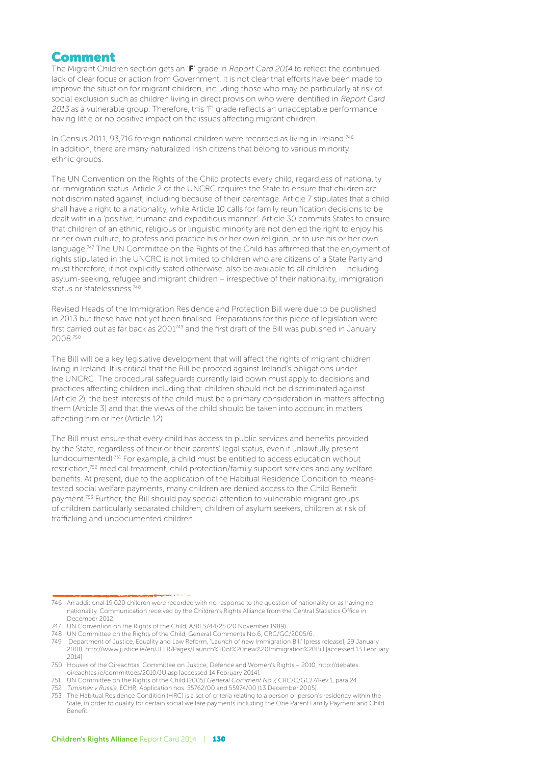## Comment

The Migrant Children section gets an '**F**' grade in *Report Card 2014* to reflect the continued lack of clear focus or action from Government. It is not clear that efforts have been made to improve the situation for migrant children, including those who may be particularly at risk of social exclusion such as children living in direct provision who were identified in *Report Card 2013* as a vulnerable group. Therefore, this 'F' grade reflects an unacceptable performance having little or no positive impact on the issues affecting migrant children.

In Census 2011, 93,716 foreign national children were recorded as living in Ireland.[746] In addition, there are many naturalized Irish citizens that belong to various minority ethnic groups.

The UN Convention on the Rights of the Child protects every child, regardless of nationality or immigration status. Article 2 of the UNCRC requires the State to ensure that children are not discriminated against, including because of their parentage. Article 7 stipulates that a child shall have a right to a nationality, while Article 10 calls for family reunification decisions to be dealt with in a 'positive, humane and expeditious manner'. Article 30 commits States to ensure that children of an ethnic, religious or linguistic minority are not denied the right to enjoy his or her own culture, to profess and practice his or her own religion, or to use his or her own language.[747] The UN Committee on the Rights of the Child has affirmed that the enjoyment of rights stipulated in the UNCRC is not limited to children who are citizens of a State Party and must therefore, if not explicitly stated otherwise, also be available to all children – including asylum-seeking, refugee and migrant children – irrespective of their nationality, immigration status or statelessness.[748]

Revised Heads of the Immigration Residence and Protection Bill were due to be published in 2013 but these have not yet been finalised. Preparations for this piece of legislation were first carried out as far back as 2001[749] and the first draft of the Bill was published in January 2008.[750]

The Bill will be a key legislative development that will affect the rights of migrant children living in Ireland. It is critical that the Bill be proofed against Ireland's obligations under the UNCRC. The procedural safeguards currently laid down must apply to decisions and practices affecting children including that: children should not be discriminated against (Article 2), the best interests of the child must be a primary consideration in matters affecting them (Article 3) and that the views of the child should be taken into account in matters affecting him or her (Article 12).

The Bill must ensure that every child has access to public services and benefits provided by the State, regardless of their or their parents' legal status, even if unlawfully present (undocumented).[751] For example, a child must be entitled to access education without restriction,[752] medical treatment, child protection/family support services and any welfare benefits. At present, due to the application of the Habitual Residence Condition to means-tested social welfare payments, many children are denied access to the Child Benefit payment.[753] Further, the Bill should pay special attention to vulnerable migrant groups of children particularly separated children, children of asylum seekers, children at risk of trafficking and undocumented children.

---

746 An additional 19,020 children were recorded with no response to the question of nationality or as having no nationality. Communication received by the Children's Rights Alliance from the Central Statistics Office in December 2012.

747 UN Convention on the Rights of the Child, A/RES/44/25 (20 November 1989).

748 UN Committee on the Rights of the Child, General Comments No.6, CRC/GC/2005/6.

749 Department of Justice, Equality and Law Reform, 'Launch of new Immigration Bill' [press release], 29 January 2008, http://www.justice.ie/en/JELR/Pages/Launch%20of%20new%20Immigration%20Bill [accessed 13 February 2014].

750 Houses of the Oireachtas, Committee on Justice, Defence and Women's Rights – 2010, http://debates.oireachtas.ie/committees/2010/JU.asp [accessed 14 February 2014].

751 UN Committee on the Rights of the Child (2005) *General Comment No.7*, CRC/C/GC/7/Rev.1, para.24.

752 *Timishev v Russia*, ECHR, Application nos. 55762/00 and 55974/00 (13 December 2005).

753 The Habitual Residence Condition (HRC) is a set of criteria relating to a person or person's residency within the State, in order to qualify for certain social welfare payments including the One Parent Family Payment and Child Benefit.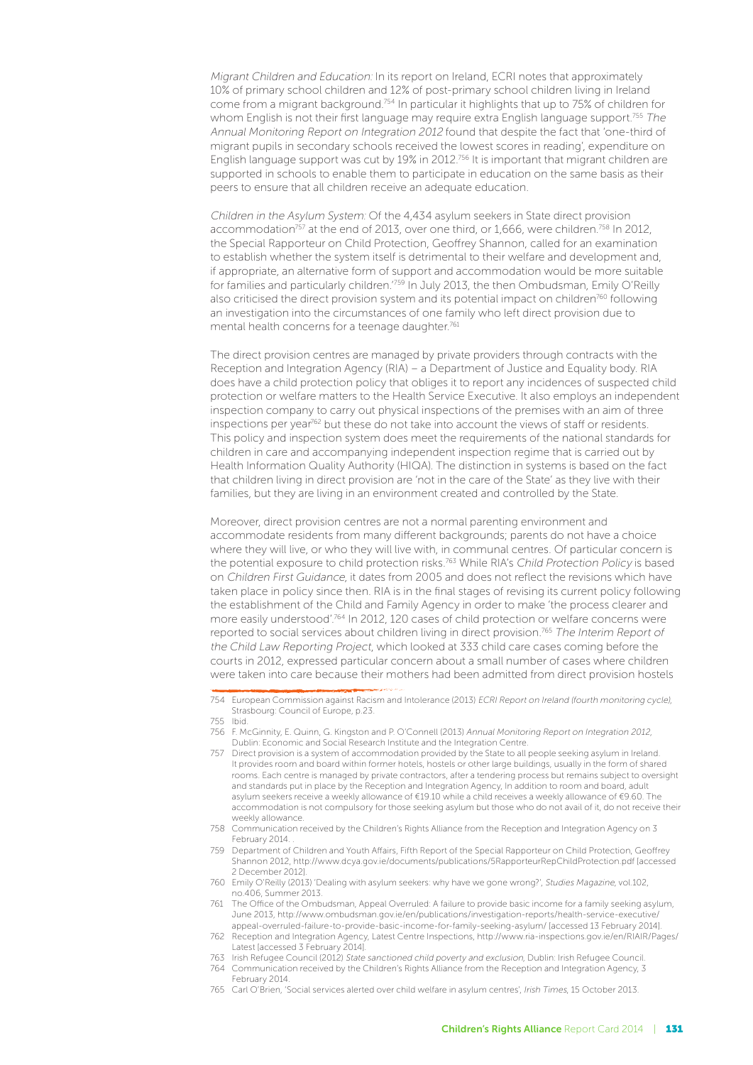*Migrant Children and Education:* In its report on Ireland, ECRI notes that approximately 10% of primary school children and 12% of post-primary school children living in Ireland come from a migrant background.[754] In particular it highlights that up to 75% of children for whom English is not their first language may require extra English language support.[755] *The Annual Monitoring Report on Integration 2012* found that despite the fact that 'one-third of migrant pupils in secondary schools received the lowest scores in reading', expenditure on English language support was cut by 19% in 2012.[756] It is important that migrant children are supported in schools to enable them to participate in education on the same basis as their peers to ensure that all children receive an adequate education.

*Children in the Asylum System:* Of the 4,434 asylum seekers in State direct provision accommodation[757] at the end of 2013, over one third, or 1,666, were children.[758] In 2012, the Special Rapporteur on Child Protection, Geoffrey Shannon, called for an examination to establish whether the system itself is detrimental to their welfare and development and, if appropriate, an alternative form of support and accommodation would be more suitable for families and particularly children.'[759] In July 2013, the then Ombudsman, Emily O'Reilly also criticised the direct provision system and its potential impact on children[760] following an investigation into the circumstances of one family who left direct provision due to mental health concerns for a teenage daughter.[761]

The direct provision centres are managed by private providers through contracts with the Reception and Integration Agency (RIA) – a Department of Justice and Equality body. RIA does have a child protection policy that obliges it to report any incidences of suspected child protection or welfare matters to the Health Service Executive. It also employs an independent inspection company to carry out physical inspections of the premises with an aim of three inspections per year[762] but these do not take into account the views of staff or residents. This policy and inspection system does meet the requirements of the national standards for children in care and accompanying independent inspection regime that is carried out by Health Information Quality Authority (HIQA). The distinction in systems is based on the fact that children living in direct provision are 'not in the care of the State' as they live with their families, but they are living in an environment created and controlled by the State.

Moreover, direct provision centres are not a normal parenting environment and accommodate residents from many different backgrounds; parents do not have a choice where they will live, or who they will live with, in communal centres. Of particular concern is the potential exposure to child protection risks.[763] While RIA's *Child Protection Policy* is based on *Children First Guidance*, it dates from 2005 and does not reflect the revisions which have taken place in policy since then. RIA is in the final stages of revising its current policy following the establishment of the Child and Family Agency in order to make 'the process clearer and more easily understood'.[764] In 2012, 120 cases of child protection or welfare concerns were reported to social services about children living in direct provision.[765] *The Interim Report of the Child Law Reporting Project*, which looked at 333 child care cases coming before the courts in 2012, expressed particular concern about a small number of cases where children were taken into care because their mothers had been admitted from direct provision hostels

---

754 European Commission against Racism and Intolerance (2013) *ECRI Report on Ireland (fourth monitoring cycle)*, Strasbourg: Council of Europe, p.23.

755 Ibid.

756 F. McGinnity, E. Quinn, G. Kingston and P. O'Connell (2013) *Annual Monitoring Report on Integration 2012*, Dublin: Economic and Social Research Institute and the Integration Centre.

757 Direct provision is a system of accommodation provided by the State to all people seeking asylum in Ireland. It provides room and board within former hotels, hostels or other large buildings, usually in the form of shared rooms. Each centre is managed by private contractors, after a tendering process but remains subject to oversight and standards put in place by the Reception and Integration Agency, In addition to room and board, adult asylum seekers receive a weekly allowance of €19.10 while a child receives a weekly allowance of €9.60. The accommodation is not compulsory for those seeking asylum but those who do not avail of it, do not receive their weekly allowance.

758 Communication received by the Children's Rights Alliance from the Reception and Integration Agency on 3 February 2014. .

759 Department of Children and Youth Affairs, Fifth Report of the Special Rapporteur on Child Protection, Geoffrey Shannon 2012, http://www.dcya.gov.ie/documents/publications/5RapporteurRepChildProtection.pdf [accessed 2 December 2012].

760 Emily O'Reilly (2013) 'Dealing with asylum seekers: why have we gone wrong?', *Studies Magazine*, vol.102, no.406, Summer 2013.

761 The Office of the Ombudsman, Appeal Overruled: A failure to provide basic income for a family seeking asylum, June 2013, http://www.ombudsman.gov.ie/en/publications/investigation-reports/health-service-executive/appeal-overruled-failure-to-provide-basic-income-for-family-seeking-asylum/ [accessed 13 February 2014].

762 Reception and Integration Agency, Latest Centre Inspections, http://www.ria-inspections.gov.ie/en/RIAIR/Pages/Latest [accessed 3 February 2014].

763 Irish Refugee Council (2012) *State sanctioned child poverty and exclusion*, Dublin: Irish Refugee Council.

764 Communication received by the Children's Rights Alliance from the Reception and Integration Agency, 3 February 2014.

765 Carl O'Brien, 'Social services alerted over child welfare in asylum centres', *Irish Times*, 15 October 2013.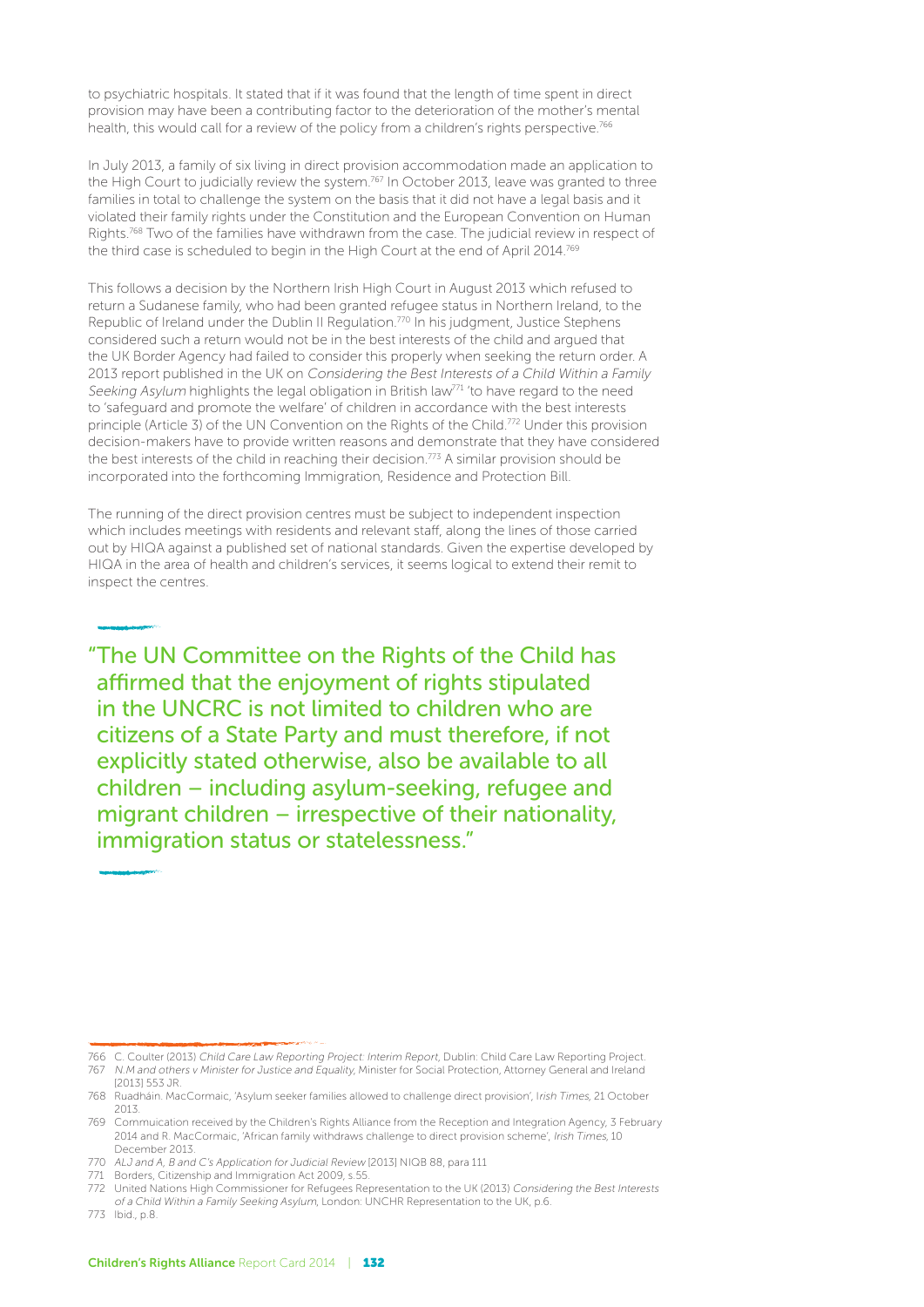to psychiatric hospitals. It stated that if it was found that the length of time spent in direct provision may have been a contributing factor to the deterioration of the mother's mental health, this would call for a review of the policy from a children's rights perspective.[766]

In July 2013, a family of six living in direct provision accommodation made an application to the High Court to judicially review the system.[767] In October 2013, leave was granted to three families in total to challenge the system on the basis that it did not have a legal basis and it violated their family rights under the Constitution and the European Convention on Human Rights.[768] Two of the families have withdrawn from the case. The judicial review in respect of the third case is scheduled to begin in the High Court at the end of April 2014.[769]

This follows a decision by the Northern Irish High Court in August 2013 which refused to return a Sudanese family, who had been granted refugee status in Northern Ireland, to the Republic of Ireland under the Dublin II Regulation.[770] In his judgment, Justice Stephens considered such a return would not be in the best interests of the child and argued that the UK Border Agency had failed to consider this properly when seeking the return order. A 2013 report published in the UK on *Considering the Best Interests of a Child Within a Family Seeking Asylum* highlights the legal obligation in British law[771] 'to have regard to the need to 'safeguard and promote the welfare' of children in accordance with the best interests principle (Article 3) of the UN Convention on the Rights of the Child.[772] Under this provision decision-makers have to provide written reasons and demonstrate that they have considered the best interests of the child in reaching their decision.[773] A similar provision should be incorporated into the forthcoming Immigration, Residence and Protection Bill.

The running of the direct provision centres must be subject to independent inspection which includes meetings with residents and relevant staff, along the lines of those carried out by HIQA against a published set of national standards. Given the expertise developed by HIQA in the area of health and children's services, it seems logical to extend their remit to inspect the centres.

> "The UN Committee on the Rights of the Child has affirmed that the enjoyment of rights stipulated in the UNCRC is not limited to children who are citizens of a State Party and must therefore, if not explicitly stated otherwise, also be available to all children – including asylum-seeking, refugee and migrant children – irrespective of their nationality, immigration status or statelessness."

---

766 C. Coulter (2013) *Child Care Law Reporting Project: Interim Report*, Dublin: Child Care Law Reporting Project.
767 *N.M and others v Minister for Justice and Equality*, Minister for Social Protection, Attorney General and Ireland [2013] 553 JR.
768 Ruadháin. MacCormaic, 'Asylum seeker families allowed to challenge direct provision', I*rish Times*, 21 October 2013.
769 Commuication received by the Children's Rights Alliance from the Reception and Integration Agency, 3 February 2014 and R. MacCormaic, 'African family withdraws challenge to direct provision scheme', *Irish Times*, 10 December 2013.
770 *ALJ and A, B and C's Application for Judicial Review* [2013] NIQB 88, para 111
771 Borders, Citizenship and Immigration Act 2009, s.55.
772 United Nations High Commissioner for Refugees Representation to the UK (2013) *Considering the Best Interests of a Child Within a Family Seeking Asylum*, London: UNCHR Representation to the UK, p.6.
773 Ibid., p.8.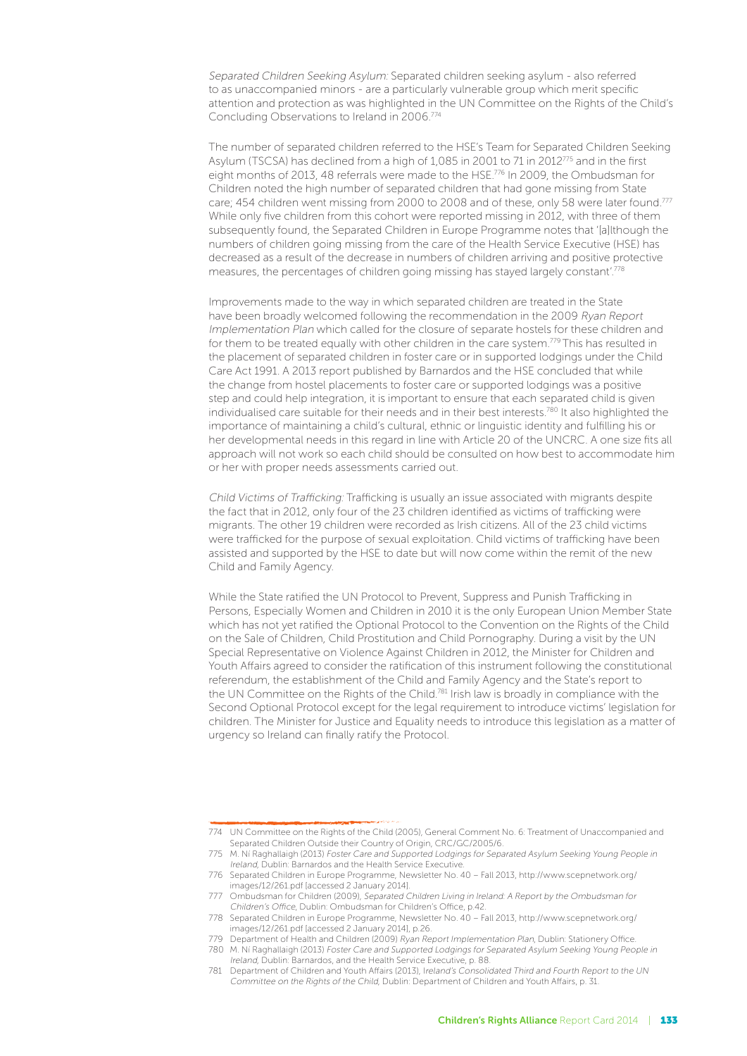*Separated Children Seeking Asylum:* Separated children seeking asylum - also referred to as unaccompanied minors - are a particularly vulnerable group which merit specific attention and protection as was highlighted in the UN Committee on the Rights of the Child's Concluding Observations to Ireland in 2006.[774]

The number of separated children referred to the HSE's Team for Separated Children Seeking Asylum (TSCSA) has declined from a high of 1,085 in 2001 to 71 in 2012[775] and in the first eight months of 2013, 48 referrals were made to the HSE.[776] In 2009, the Ombudsman for Children noted the high number of separated children that had gone missing from State care; 454 children went missing from 2000 to 2008 and of these, only 58 were later found.[777] While only five children from this cohort were reported missing in 2012, with three of them subsequently found, the Separated Children in Europe Programme notes that '[a]lthough the numbers of children going missing from the care of the Health Service Executive (HSE) has decreased as a result of the decrease in numbers of children arriving and positive protective measures, the percentages of children going missing has stayed largely constant'.[778]

Improvements made to the way in which separated children are treated in the State have been broadly welcomed following the recommendation in the 2009 *Ryan Report Implementation Plan* which called for the closure of separate hostels for these children and for them to be treated equally with other children in the care system.[779] This has resulted in the placement of separated children in foster care or in supported lodgings under the Child Care Act 1991. A 2013 report published by Barnardos and the HSE concluded that while the change from hostel placements to foster care or supported lodgings was a positive step and could help integration, it is important to ensure that each separated child is given individualised care suitable for their needs and in their best interests.[780] It also highlighted the importance of maintaining a child's cultural, ethnic or linguistic identity and fulfilling his or her developmental needs in this regard in line with Article 20 of the UNCRC. A one size fits all approach will not work so each child should be consulted on how best to accommodate him or her with proper needs assessments carried out.

*Child Victims of Trafficking:* Trafficking is usually an issue associated with migrants despite the fact that in 2012, only four of the 23 children identified as victims of trafficking were migrants. The other 19 children were recorded as Irish citizens. All of the 23 child victims were trafficked for the purpose of sexual exploitation. Child victims of trafficking have been assisted and supported by the HSE to date but will now come within the remit of the new Child and Family Agency.

While the State ratified the UN Protocol to Prevent, Suppress and Punish Trafficking in Persons, Especially Women and Children in 2010 it is the only European Union Member State which has not yet ratified the Optional Protocol to the Convention on the Rights of the Child on the Sale of Children, Child Prostitution and Child Pornography. During a visit by the UN Special Representative on Violence Against Children in 2012, the Minister for Children and Youth Affairs agreed to consider the ratification of this instrument following the constitutional referendum, the establishment of the Child and Family Agency and the State's report to the UN Committee on the Rights of the Child.[781] Irish law is broadly in compliance with the Second Optional Protocol except for the legal requirement to introduce victims' legislation for children. The Minister for Justice and Equality needs to introduce this legislation as a matter of urgency so Ireland can finally ratify the Protocol.

---

774 UN Committee on the Rights of the Child (2005), General Comment No. 6: Treatment of Unaccompanied and Separated Children Outside their Country of Origin, CRC/GC/2005/6.

775 M. Ní Raghallaigh (2013) *Foster Care and Supported Lodgings for Separated Asylum Seeking Young People in Ireland,* Dublin: Barnardos and the Health Service Executive.

776 Separated Children in Europe Programme, Newsletter No. 40 – Fall 2013, http://www.scepnetwork.org/images/12/261.pdf [accessed 2 January 2014].

777 Ombudsman for Children (2009), *Separated Children Living in Ireland: A Report by the Ombudsman for Children's Office*, Dublin: Ombudsman for Children's Office, p.42.

778 Separated Children in Europe Programme, Newsletter No. 40 – Fall 2013, http://www.scepnetwork.org/images/12/261.pdf [accessed 2 January 2014], p.26.

779 Department of Health and Children (2009) *Ryan Report Implementation Plan*, Dublin: Stationery Office.

780 M. Ní Raghallaigh (2013) *Foster Care and Supported Lodgings for Separated Asylum Seeking Young People in Ireland,* Dublin: Barnardos, and the Health Service Executive, p. 88.

781 Department of Children and Youth Affairs (2013), *Ireland's Consolidated Third and Fourth Report to the UN Committee on the Rights of the Child,* Dublin: Department of Children and Youth Affairs, p. 31.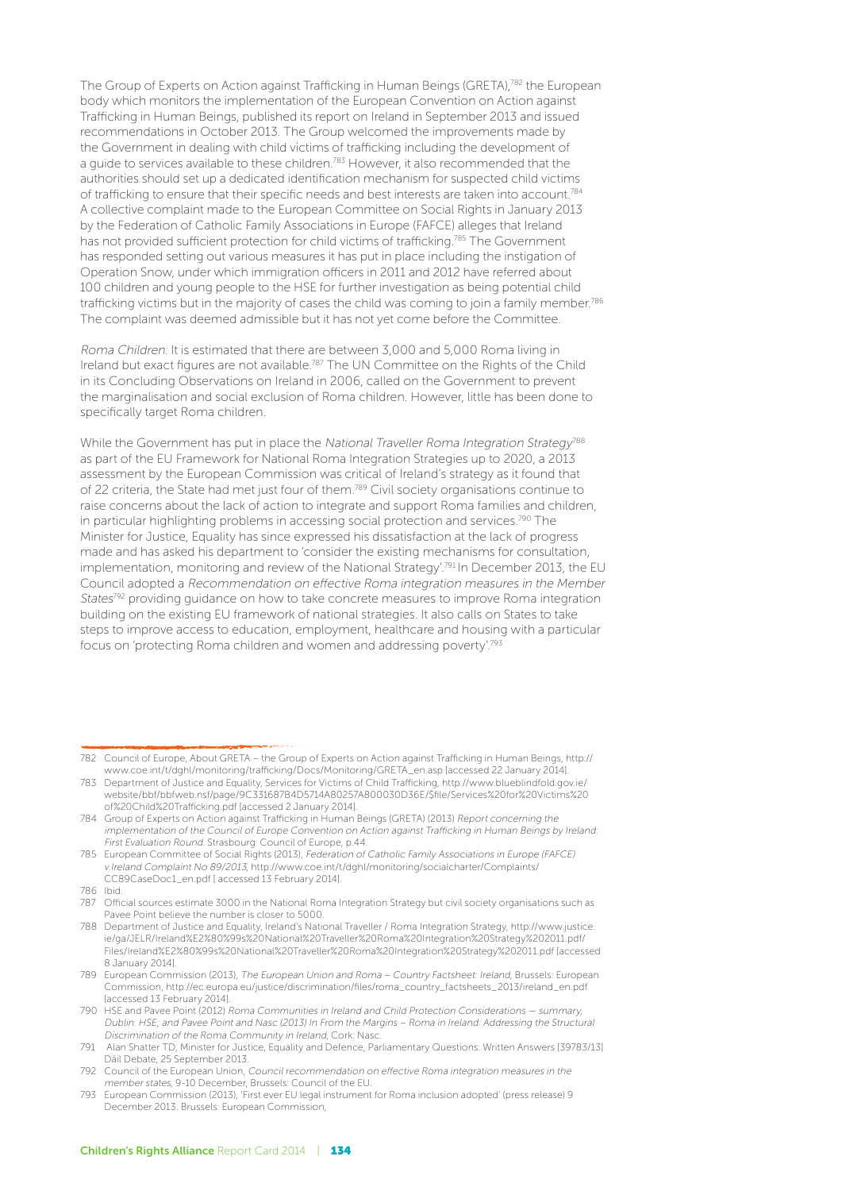The Group of Experts on Action against Trafficking in Human Beings (GRETA),[782] the European body which monitors the implementation of the European Convention on Action against Trafficking in Human Beings, published its report on Ireland in September 2013 and issued recommendations in October 2013. The Group welcomed the improvements made by the Government in dealing with child victims of trafficking including the development of a guide to services available to these children.[783] However, it also recommended that the authorities should set up a dedicated identification mechanism for suspected child victims of trafficking to ensure that their specific needs and best interests are taken into account.[784] A collective complaint made to the European Committee on Social Rights in January 2013 by the Federation of Catholic Family Associations in Europe (FAFCE) alleges that Ireland has not provided sufficient protection for child victims of trafficking.[785] The Government has responded setting out various measures it has put in place including the instigation of Operation Snow, under which immigration officers in 2011 and 2012 have referred about 100 children and young people to the HSE for further investigation as being potential child trafficking victims but in the majority of cases the child was coming to join a family member.[786] The complaint was deemed admissible but it has not yet come before the Committee.

*Roma Children:* It is estimated that there are between 3,000 and 5,000 Roma living in Ireland but exact figures are not available.[787] The UN Committee on the Rights of the Child in its Concluding Observations on Ireland in 2006, called on the Government to prevent the marginalisation and social exclusion of Roma children. However, little has been done to specifically target Roma children.

While the Government has put in place the *National Traveller Roma Integration Strategy*[788] as part of the EU Framework for National Roma Integration Strategies up to 2020, a 2013 assessment by the European Commission was critical of Ireland's strategy as it found that of 22 criteria, the State had met just four of them.[789] Civil society organisations continue to raise concerns about the lack of action to integrate and support Roma families and children, in particular highlighting problems in accessing social protection and services.[790] The Minister for Justice, Equality has since expressed his dissatisfaction at the lack of progress made and has asked his department to 'consider the existing mechanisms for consultation, implementation, monitoring and review of the National Strategy'.[791] In December 2013, the EU Council adopted a *Recommendation on effective Roma integration measures in the Member States*[792] providing guidance on how to take concrete measures to improve Roma integration building on the existing EU framework of national strategies. It also calls on States to take steps to improve access to education, employment, healthcare and housing with a particular focus on 'protecting Roma children and women and addressing poverty'.[793]

---

782 Council of Europe, About GRETA – the Group of Experts on Action against Trafficking in Human Beings, http://www.coe.int/t/dghl/monitoring/trafficking/Docs/Monitoring/GRETA_en.asp [accessed 22 January 2014].

783 Department of Justice and Equality, Services for Victims of Child Trafficking, http://www.blueblindfold.gov.ie/website/bbf/bbfweb.nsf/page/9C331687B4D5714A80257A800030D36E/$file/Services%20for%20Victims%20of%20Child%20Trafficking.pdf [accessed 2 January 2014].

784 Group of Experts on Action against Trafficking in Human Beings (GRETA) (2013) *Report concerning the implementation of the Council of Europe Convention on Action against Trafficking in Human Beings by Ireland: First Evaluation Round.* Strasbourg: Council of Europe, p.44.

785 European Committee of Social Rights (2013), *Federation of Catholic Family Associations in Europe (FAFCE) v.Ireland Complaint No 89/2013*, http://www.coe.int/t/dghl/monitoring/socialcharter/Complaints/CC89CaseDoc1_en.pdf [ accessed 13 February 2014].

786 Ibid.

787 Official sources estimate 3000 in the National Roma Integration Strategy but civil society organisations such as Pavee Point believe the number is closer to 5000.

788 Department of Justice and Equality, Ireland's National Traveller / Roma Integration Strategy, http://www.justice.ie/ga/JELR/Ireland%E2%80%99s%20National%20Traveller%20Roma%20Integration%20Strategy%202011.pdf/Files/Ireland%E2%80%99s%20National%20Traveller%20Roma%20Integration%20Strategy%202011.pdf [accessed 8 January 2014].

789 European Commission (2013), *The European Union and Roma – Country Factsheet: Ireland*, Brussels: European Commission, http://ec.europa.eu/justice/discrimination/files/roma_country_factsheets_2013/ireland_en.pdf [accessed 13 February 2014].

790 HSE and Pavee Point (2012) *Roma Communities in Ireland and Child Protection Considerations — summary, Dublin: HSE; and Pavee Point and Nasc (2013) In From the Margins – Roma in Ireland: Addressing the Structural Discrimination of the Roma Community in Ireland*, Cork: Nasc.

791 Alan Shatter TD, Minister for Justice, Equality and Defence, Parliamentary Questions: Written Answers [39783/13] Dáil Debate, 25 September 2013.

792 Council of the European Union, *Council recommendation on effective Roma integration measures in the member states*, 9-10 December, Brussels: Council of the EU.

793 European Commission (2013), 'First ever EU legal instrument for Roma inclusion adopted' (press release) 9 December 2013. Brussels: European Commission,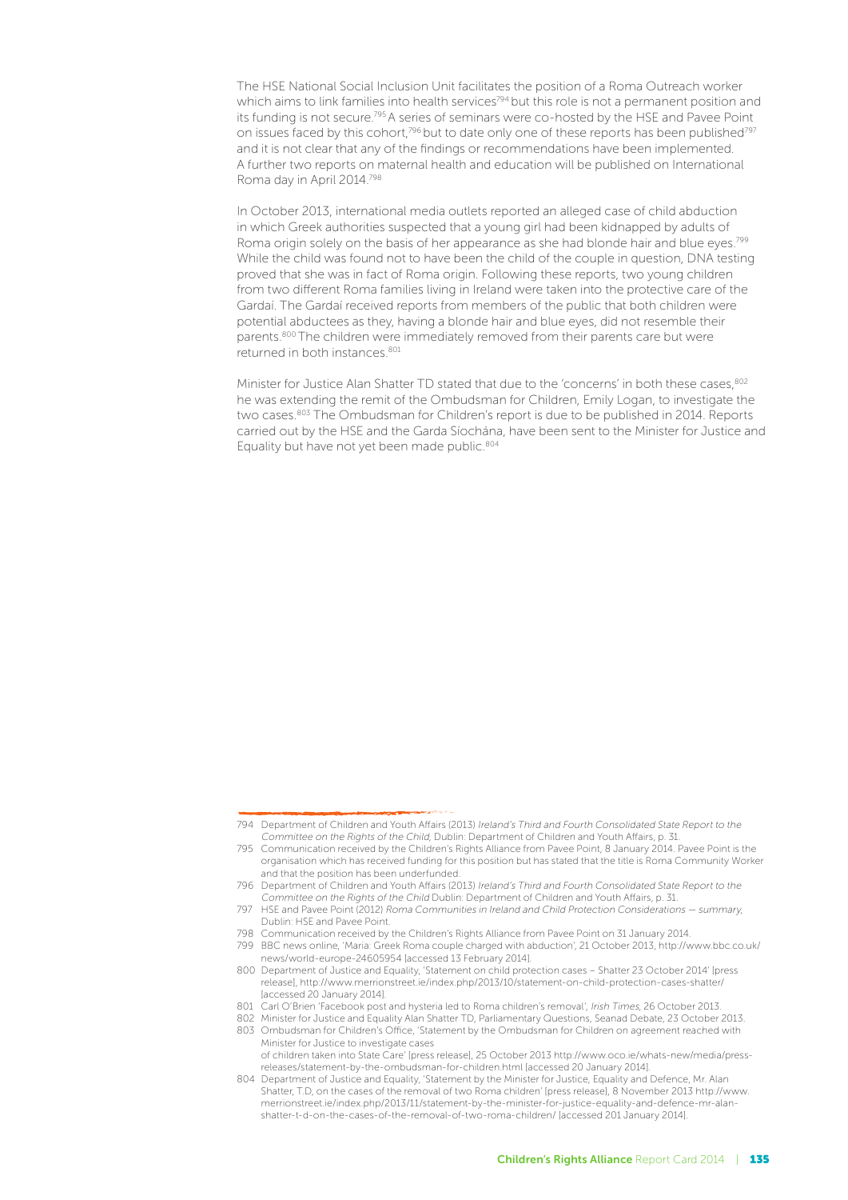The HSE National Social Inclusion Unit facilitates the position of a Roma Outreach worker which aims to link families into health services[794] but this role is not a permanent position and its funding is not secure.[795] A series of seminars were co-hosted by the HSE and Pavee Point on issues faced by this cohort,[796] but to date only one of these reports has been published[797] and it is not clear that any of the findings or recommendations have been implemented. A further two reports on maternal health and education will be published on International Roma day in April 2014.[798]

In October 2013, international media outlets reported an alleged case of child abduction in which Greek authorities suspected that a young girl had been kidnapped by adults of Roma origin solely on the basis of her appearance as she had blonde hair and blue eyes.[799] While the child was found not to have been the child of the couple in question, DNA testing proved that she was in fact of Roma origin. Following these reports, two young children from two different Roma families living in Ireland were taken into the protective care of the Gardaí. The Gardaí received reports from members of the public that both children were potential abductees as they, having a blonde hair and blue eyes, did not resemble their parents.[800] The children were immediately removed from their parents care but were returned in both instances.[801]

Minister for Justice Alan Shatter TD stated that due to the 'concerns' in both these cases,[802] he was extending the remit of the Ombudsman for Children, Emily Logan, to investigate the two cases.[803] The Ombudsman for Children's report is due to be published in 2014. Reports carried out by the HSE and the Garda Síochána, have been sent to the Minister for Justice and Equality but have not yet been made public.[804]

---

794 Department of Children and Youth Affairs (2013) *Ireland's Third and Fourth Consolidated State Report to the Committee on the Rights of the Child*, Dublin: Department of Children and Youth Affairs, p. 31.

795 Communication received by the Children's Rights Alliance from Pavee Point, 8 January 2014. Pavee Point is the organisation which has received funding for this position but has stated that the title is Roma Community Worker and that the position has been underfunded.

796 Department of Children and Youth Affairs (2013) *Ireland's Third and Fourth Consolidated State Report to the Committee on the Rights of the Child* Dublin: Department of Children and Youth Affairs, p. 31.

797 HSE and Pavee Point (2012) *Roma Communities in Ireland and Child Protection Considerations – summary*, Dublin: HSE and Pavee Point.

798 Communication received by the Children's Rights Alliance from Pavee Point on 31 January 2014.

799 BBC news online, 'Maria: Greek Roma couple charged with abduction', 21 October 2013, http://www.bbc.co.uk/news/world-europe-24605954 [accessed 13 February 2014].

800 Department of Justice and Equality, 'Statement on child protection cases – Shatter 23 October 2014' [press release], http://www.merrionstreet.ie/index.php/2013/10/statement-on-child-protection-cases-shatter/ [accessed 20 January 2014].

801 Carl O'Brien 'Facebook post and hysteria led to Roma children's removal', *Irish Times*, 26 October 2013.

802 Minister for Justice and Equality Alan Shatter TD, Parliamentary Questions, Seanad Debate, 23 October 2013.

803 Ombudsman for Children's Office, 'Statement by the Ombudsman for Children on agreement reached with Minister for Justice to investigate cases of children taken into State Care' [press release], 25 October 2013 http://www.oco.ie/whats-new/media/press-releases/statement-by-the-ombudsman-for-children.html [accessed 20 January 2014].

804 Department of Justice and Equality, 'Statement by the Minister for Justice, Equality and Defence, Mr. Alan Shatter, T.D, on the cases of the removal of two Roma children' [press release], 8 November 2013 http://www.merrionstreet.ie/index.php/2013/11/statement-by-the-minister-for-justice-equality-and-defence-mr-alan-shatter-t-d-on-the-cases-of-the-removal-of-two-roma-children/ [accessed 201 January 2014].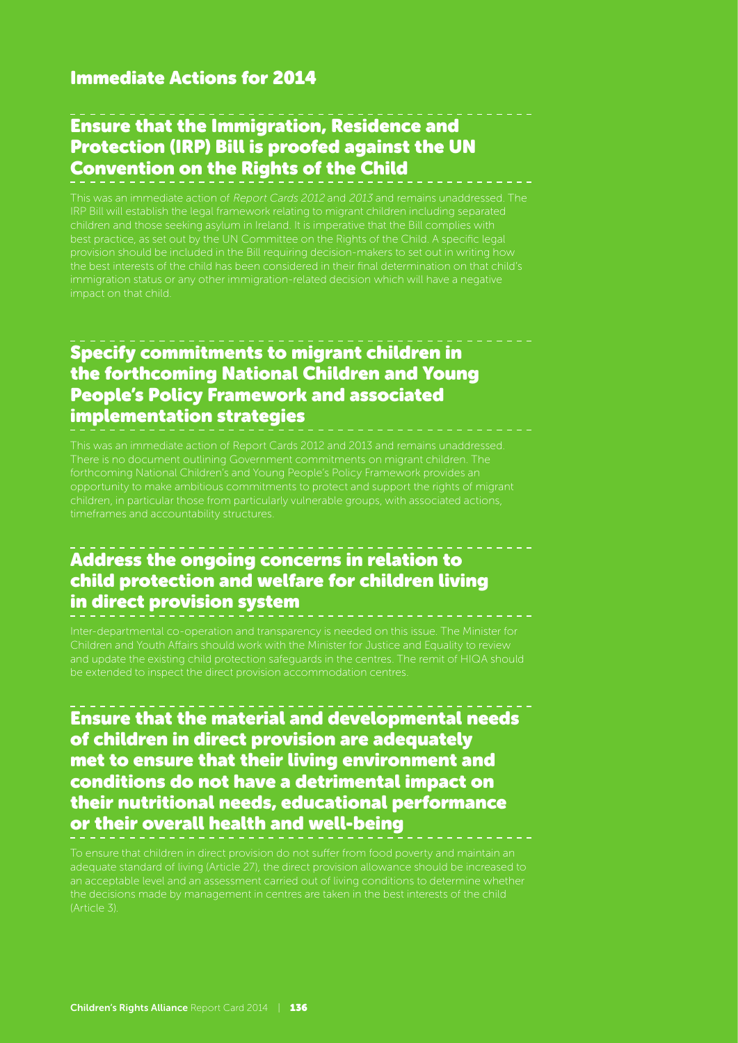## Immediate Actions for 2014

### Ensure that the Immigration, Residence and Protection (IRP) Bill is proofed against the UN Convention on the Rights of the Child

This was an immediate action of *Report Cards 2012* and *2013* and remains unaddressed. The IRP Bill will establish the legal framework relating to migrant children including separated children and those seeking asylum in Ireland. It is imperative that the Bill complies with best practice, as set out by the UN Committee on the Rights of the Child. A specific legal provision should be included in the Bill requiring decision-makers to set out in writing how the best interests of the child has been considered in their final determination on that child's immigration status or any other immigration-related decision which will have a negative impact on that child.

### Specify commitments to migrant children in the forthcoming National Children and Young People's Policy Framework and associated implementation strategies

This was an immediate action of Report Cards 2012 and 2013 and remains unaddressed. There is no document outlining Government commitments on migrant children. The forthcoming National Children's and Young People's Policy Framework provides an opportunity to make ambitious commitments to protect and support the rights of migrant children, in particular those from particularly vulnerable groups, with associated actions, timeframes and accountability structures.

### Address the ongoing concerns in relation to child protection and welfare for children living in direct provision system

Inter-departmental co-operation and transparency is needed on this issue. The Minister for Children and Youth Affairs should work with the Minister for Justice and Equality to review and update the existing child protection safeguards in the centres. The remit of HIQA should be extended to inspect the direct provision accommodation centres.

### Ensure that the material and developmental needs of children in direct provision are adequately met to ensure that their living environment and conditions do not have a detrimental impact on their nutritional needs, educational performance or their overall health and well-being

To ensure that children in direct provision do not suffer from food poverty and maintain an adequate standard of living (Article 27), the direct provision allowance should be increased to an acceptable level and an assessment carried out of living conditions to determine whether the decisions made by management in centres are taken in the best interests of the child (Article 3).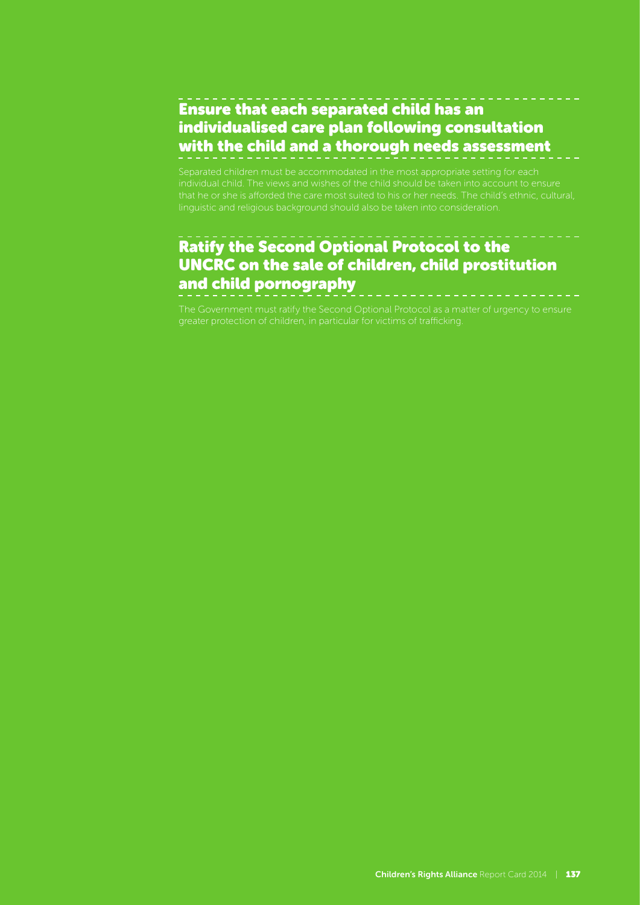## Ensure that each separated child has an individualised care plan following consultation with the child and a thorough needs assessment

Separated children must be accommodated in the most appropriate setting for each individual child. The views and wishes of the child should be taken into account to ensure that he or she is afforded the care most suited to his or her needs. The child's ethnic, cultural, linguistic and religious background should also be taken into consideration.

## Ratify the Second Optional Protocol to the UNCRC on the sale of children, child prostitution and child pornography

The Government must ratify the Second Optional Protocol as a matter of urgency to ensure greater protection of children, in particular for victims of trafficking.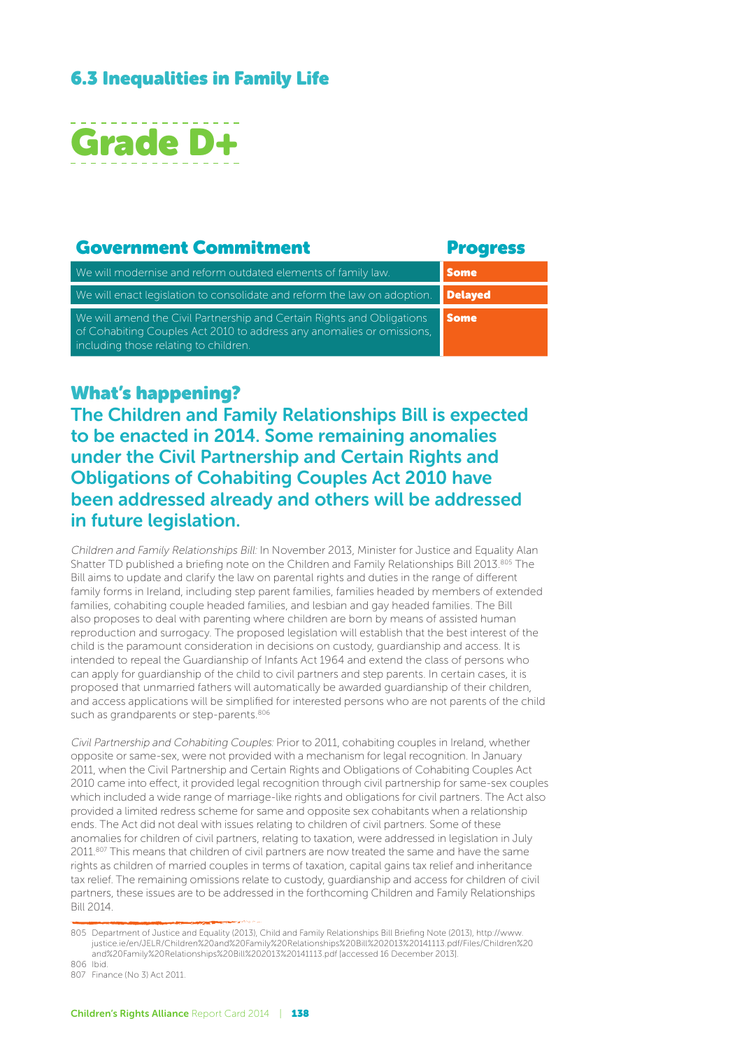## 6.3 Inequalities in Family Life

# Grade D+

| Government Commitment | Progress |
| --- | --- |
| We will modernise and reform outdated elements of family law. | Some |
| We will enact legislation to consolidate and reform the law on adoption. | Delayed |
| We will amend the Civil Partnership and Certain Rights and Obligations of Cohabiting Couples Act 2010 to address any anomalies or omissions, including those relating to children. | Some |

## What's happening?

### The Children and Family Relationships Bill is expected to be enacted in 2014. Some remaining anomalies under the Civil Partnership and Certain Rights and Obligations of Cohabiting Couples Act 2010 have been addressed already and others will be addressed in future legislation.

*Children and Family Relationships Bill:* In November 2013, Minister for Justice and Equality Alan Shatter TD published a briefing note on the Children and Family Relationships Bill 2013.[805] The Bill aims to update and clarify the law on parental rights and duties in the range of different family forms in Ireland, including step parent families, families headed by members of extended families, cohabiting couple headed families, and lesbian and gay headed families. The Bill also proposes to deal with parenting where children are born by means of assisted human reproduction and surrogacy. The proposed legislation will establish that the best interest of the child is the paramount consideration in decisions on custody, guardianship and access. It is intended to repeal the Guardianship of Infants Act 1964 and extend the class of persons who can apply for guardianship of the child to civil partners and step parents. In certain cases, it is proposed that unmarried fathers will automatically be awarded guardianship of their children, and access applications will be simplified for interested persons who are not parents of the child such as grandparents or step-parents.[806]

*Civil Partnership and Cohabiting Couples:* Prior to 2011, cohabiting couples in Ireland, whether opposite or same-sex, were not provided with a mechanism for legal recognition. In January 2011, when the Civil Partnership and Certain Rights and Obligations of Cohabiting Couples Act 2010 came into effect, it provided legal recognition through civil partnership for same-sex couples which included a wide range of marriage-like rights and obligations for civil partners. The Act also provided a limited redress scheme for same and opposite sex cohabitants when a relationship ends. The Act did not deal with issues relating to children of civil partners. Some of these anomalies for children of civil partners, relating to taxation, were addressed in legislation in July 2011.[807] This means that children of civil partners are now treated the same and have the same rights as children of married couples in terms of taxation, capital gains tax relief and inheritance tax relief. The remaining omissions relate to custody, guardianship and access for children of civil partners, these issues are to be addressed in the forthcoming Children and Family Relationships Bill 2014.

805 Department of Justice and Equality (2013), Child and Family Relationships Bill Briefing Note (2013), http://www.justice.ie/en/JELR/Children%20and%20Family%20Relationships%20Bill%202013%20141113.pdf/Files/Children%20and%20Family%20Relationships%20Bill%202013%20141113.pdf [accessed 16 December 2013].

806 Ibid.

807 Finance (No 3) Act 2011.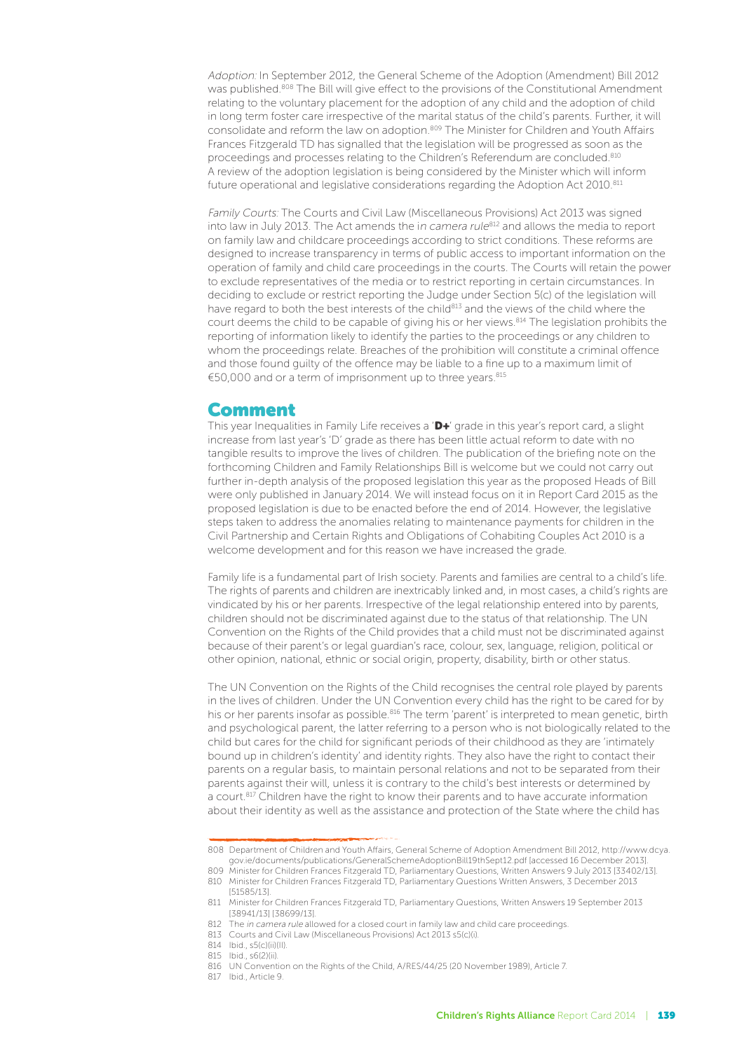*Adoption:* In September 2012, the General Scheme of the Adoption (Amendment) Bill 2012 was published.[808] The Bill will give effect to the provisions of the Constitutional Amendment relating to the voluntary placement for the adoption of any child and the adoption of child in long term foster care irrespective of the marital status of the child's parents. Further, it will consolidate and reform the law on adoption.[809] The Minister for Children and Youth Affairs Frances Fitzgerald TD has signalled that the legislation will be progressed as soon as the proceedings and processes relating to the Children's Referendum are concluded.[810] A review of the adoption legislation is being considered by the Minister which will inform future operational and legislative considerations regarding the Adoption Act 2010.[811]

*Family Courts:* The Courts and Civil Law (Miscellaneous Provisions) Act 2013 was signed into law in July 2013. The Act amends the i*n camera rule*[812] and allows the media to report on family law and childcare proceedings according to strict conditions. These reforms are designed to increase transparency in terms of public access to important information on the operation of family and child care proceedings in the courts. The Courts will retain the power to exclude representatives of the media or to restrict reporting in certain circumstances. In deciding to exclude or restrict reporting the Judge under Section 5(c) of the legislation will have regard to both the best interests of the child[813] and the views of the child where the court deems the child to be capable of giving his or her views.[814] The legislation prohibits the reporting of information likely to identify the parties to the proceedings or any children to whom the proceedings relate. Breaches of the prohibition will constitute a criminal offence and those found guilty of the offence may be liable to a fine up to a maximum limit of €50,000 and or a term of imprisonment up to three years.[815]

## Comment

This year Inequalities in Family Life receives a '**D+**' grade in this year's report card, a slight increase from last year's 'D' grade as there has been little actual reform to date with no tangible results to improve the lives of children. The publication of the briefing note on the forthcoming Children and Family Relationships Bill is welcome but we could not carry out further in-depth analysis of the proposed legislation this year as the proposed Heads of Bill were only published in January 2014. We will instead focus on it in Report Card 2015 as the proposed legislation is due to be enacted before the end of 2014. However, the legislative steps taken to address the anomalies relating to maintenance payments for children in the Civil Partnership and Certain Rights and Obligations of Cohabiting Couples Act 2010 is a welcome development and for this reason we have increased the grade.

Family life is a fundamental part of Irish society. Parents and families are central to a child's life. The rights of parents and children are inextricably linked and, in most cases, a child's rights are vindicated by his or her parents. Irrespective of the legal relationship entered into by parents, children should not be discriminated against due to the status of that relationship. The UN Convention on the Rights of the Child provides that a child must not be discriminated against because of their parent's or legal guardian's race, colour, sex, language, religion, political or other opinion, national, ethnic or social origin, property, disability, birth or other status.

The UN Convention on the Rights of the Child recognises the central role played by parents in the lives of children. Under the UN Convention every child has the right to be cared for by his or her parents insofar as possible.[816] The term 'parent' is interpreted to mean genetic, birth and psychological parent, the latter referring to a person who is not biologically related to the child but cares for the child for significant periods of their childhood as they are 'intimately bound up in children's identity' and identity rights. They also have the right to contact their parents on a regular basis, to maintain personal relations and not to be separated from their parents against their will, unless it is contrary to the child's best interests or determined by a court.[817] Children have the right to know their parents and to have accurate information about their identity as well as the assistance and protection of the State where the child has

808 Department of Children and Youth Affairs, General Scheme of Adoption Amendment Bill 2012, http://www.dcya.gov.ie/documents/publications/GeneralSchemeAdoptionBill19thSept12.pdf [accessed 16 December 2013].
809 Minister for Children Frances Fitzgerald TD, Parliamentary Questions, Written Answers 9 July 2013 [33402/13].
810 Minister for Children Frances Fitzgerald TD, Parliamentary Questions Written Answers, 3 December 2013 [51585/13].
811 Minister for Children Frances Fitzgerald TD, Parliamentary Questions, Written Answers 19 September 2013 [38941/13] [38699/13].
812 The *in camera rule* allowed for a closed court in family law and child care proceedings.
813 Courts and Civil Law (Miscellaneous Provisions) Act 2013 s5(c)(i).
814 Ibid., s5(c)(ii)(II).
815 Ibid., s6(2)(ii).
816 UN Convention on the Rights of the Child, A/RES/44/25 (20 November 1989), Article 7.
817 Ibid., Article 9.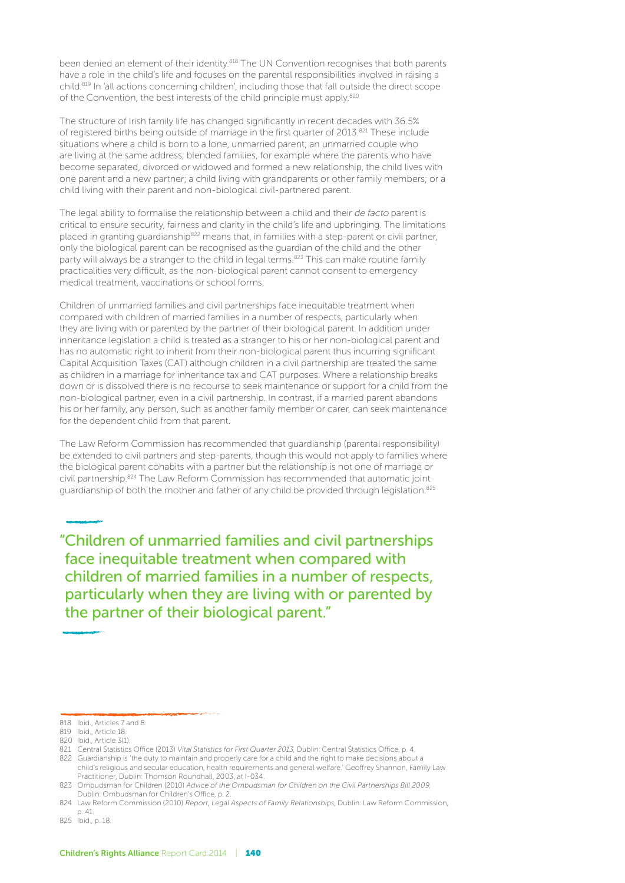been denied an element of their identity.[818] The UN Convention recognises that both parents have a role in the child's life and focuses on the parental responsibilities involved in raising a child.[819] In 'all actions concerning children', including those that fall outside the direct scope of the Convention, the best interests of the child principle must apply.[820]

The structure of Irish family life has changed significantly in recent decades with 36.5% of registered births being outside of marriage in the first quarter of 2013.[821] These include situations where a child is born to a lone, unmarried parent; an unmarried couple who are living at the same address; blended families, for example where the parents who have become separated, divorced or widowed and formed a new relationship, the child lives with one parent and a new partner; a child living with grandparents or other family members; or a child living with their parent and non-biological civil-partnered parent.

The legal ability to formalise the relationship between a child and their *de facto* parent is critical to ensure security, fairness and clarity in the child's life and upbringing. The limitations placed in granting guardianship[822] means that, in families with a step-parent or civil partner, only the biological parent can be recognised as the guardian of the child and the other party will always be a stranger to the child in legal terms.[823] This can make routine family practicalities very difficult, as the non-biological parent cannot consent to emergency medical treatment, vaccinations or school forms.

Children of unmarried families and civil partnerships face inequitable treatment when compared with children of married families in a number of respects, particularly when they are living with or parented by the partner of their biological parent. In addition under inheritance legislation a child is treated as a stranger to his or her non-biological parent and has no automatic right to inherit from their non-biological parent thus incurring significant Capital Acquisition Taxes (CAT) although children in a civil partnership are treated the same as children in a marriage for inheritance tax and CAT purposes. Where a relationship breaks down or is dissolved there is no recourse to seek maintenance or support for a child from the non-biological partner, even in a civil partnership. In contrast, if a married parent abandons his or her family, any person, such as another family member or carer, can seek maintenance for the dependent child from that parent.

The Law Reform Commission has recommended that guardianship (parental responsibility) be extended to civil partners and step-parents, though this would not apply to families where the biological parent cohabits with a partner but the relationship is not one of marriage or civil partnership.[824] The Law Reform Commission has recommended that automatic joint guardianship of both the mother and father of any child be provided through legislation.[825]

> "Children of unmarried families and civil partnerships face inequitable treatment when compared with children of married families in a number of respects, particularly when they are living with or parented by the partner of their biological parent."

---

818 Ibid., Articles 7 and 8.

819 Ibid., Article 18.

820 Ibid., Article 3(1).

821 Central Statistics Office (2013) *Vital Statistics for First Quarter 2013*, Dublin: Central Statistics Office, p. 4.

822 Guardianship is 'the duty to maintain and properly care for a child and the right to make decisions about a child's religious and secular education, health requirements and general welfare.' Geoffrey Shannon, Family Law Practitioner, Dublin: Thomson Roundhall, 2003, at I-034.

823 Ombudsman for Children (2010) *Advice of the Ombudsman for Children on the Civil Partnerships Bill 2009*, Dublin: Ombudsman for Children's Office, p. 2.

824 Law Reform Commission (2010) *Report, Legal Aspects of Family Relationships*, Dublin: Law Reform Commission, p. 41.

825 Ibid., p. 18.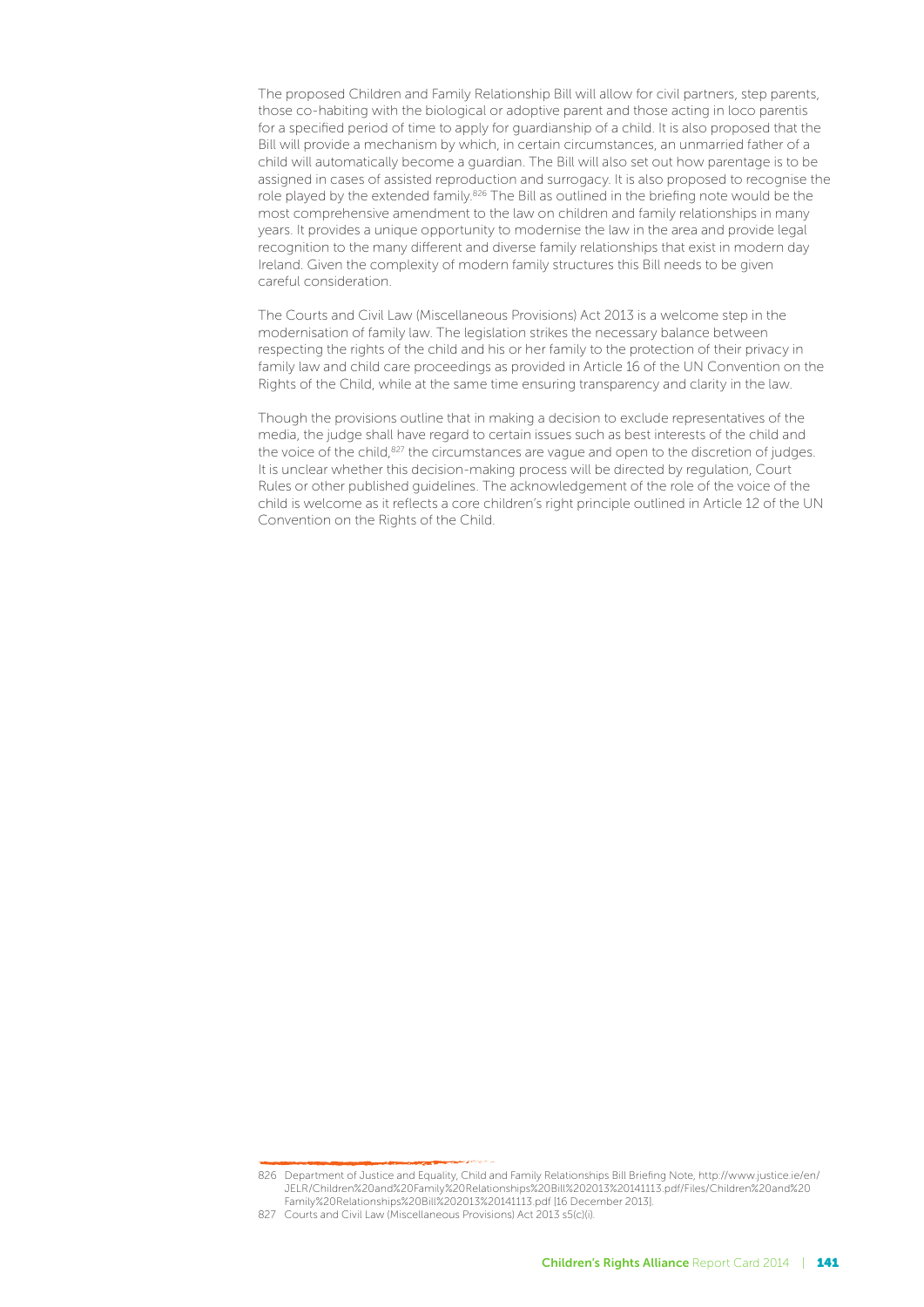The proposed Children and Family Relationship Bill will allow for civil partners, step parents, those co-habiting with the biological or adoptive parent and those acting in loco parentis for a specified period of time to apply for guardianship of a child. It is also proposed that the Bill will provide a mechanism by which, in certain circumstances, an unmarried father of a child will automatically become a guardian. The Bill will also set out how parentage is to be assigned in cases of assisted reproduction and surrogacy. It is also proposed to recognise the role played by the extended family.[826] The Bill as outlined in the briefing note would be the most comprehensive amendment to the law on children and family relationships in many years. It provides a unique opportunity to modernise the law in the area and provide legal recognition to the many different and diverse family relationships that exist in modern day Ireland. Given the complexity of modern family structures this Bill needs to be given careful consideration.

The Courts and Civil Law (Miscellaneous Provisions) Act 2013 is a welcome step in the modernisation of family law. The legislation strikes the necessary balance between respecting the rights of the child and his or her family to the protection of their privacy in family law and child care proceedings as provided in Article 16 of the UN Convention on the Rights of the Child, while at the same time ensuring transparency and clarity in the law.

Though the provisions outline that in making a decision to exclude representatives of the media, the judge shall have regard to certain issues such as best interests of the child and the voice of the child,[827] the circumstances are vague and open to the discretion of judges. It is unclear whether this decision-making process will be directed by regulation, Court Rules or other published guidelines. The acknowledgement of the role of the voice of the child is welcome as it reflects a core children's right principle outlined in Article 12 of the UN Convention on the Rights of the Child.

---

826 Department of Justice and Equality, Child and Family Relationships Bill Briefing Note, http://www.justice.ie/en/JELR/Children%20and%20Family%20Relationships%20Bill%202013%20141113.pdf/Files/Children%20and%20Family%20Relationships%20Bill%202013%20141113.pdf [16 December 2013].

827 Courts and Civil Law (Miscellaneous Provisions) Act 2013 s5(c)(i).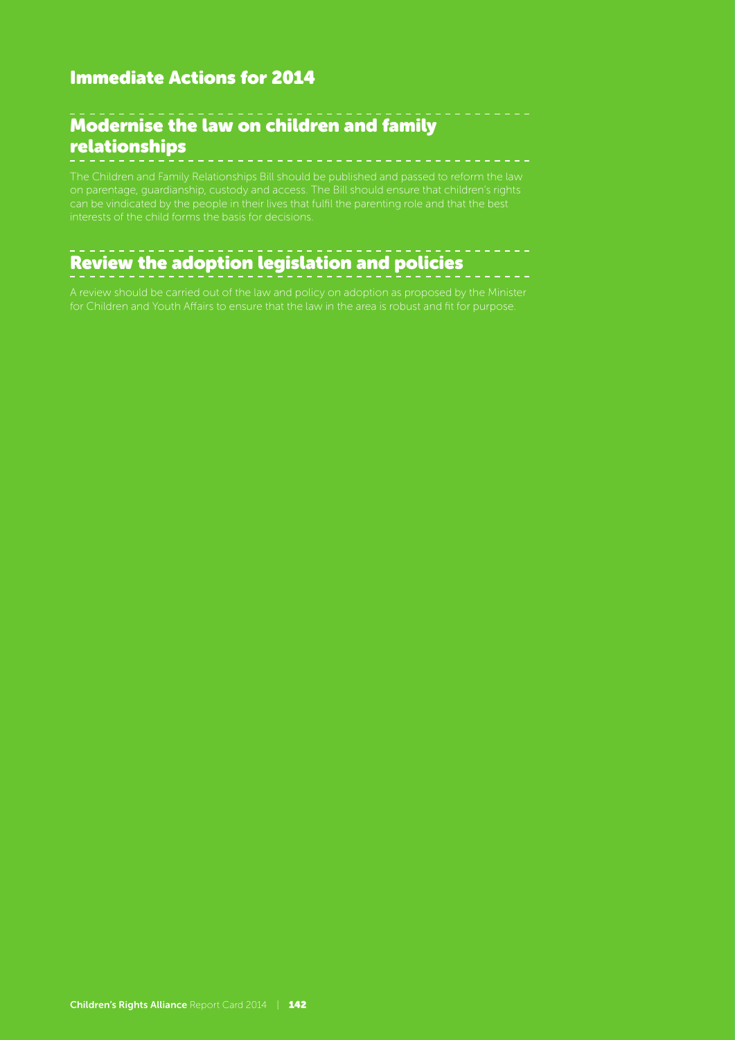## Immediate Actions for 2014

### Modernise the law on children and family relationships

The Children and Family Relationships Bill should be published and passed to reform the law on parentage, guardianship, custody and access. The Bill should ensure that children's rights can be vindicated by the people in their lives that fulfil the parenting role and that the best interests of the child forms the basis for decisions.

### Review the adoption legislation and policies

A review should be carried out of the law and policy on adoption as proposed by the Minister for Children and Youth Affairs to ensure that the law in the area is robust and fit for purpose.